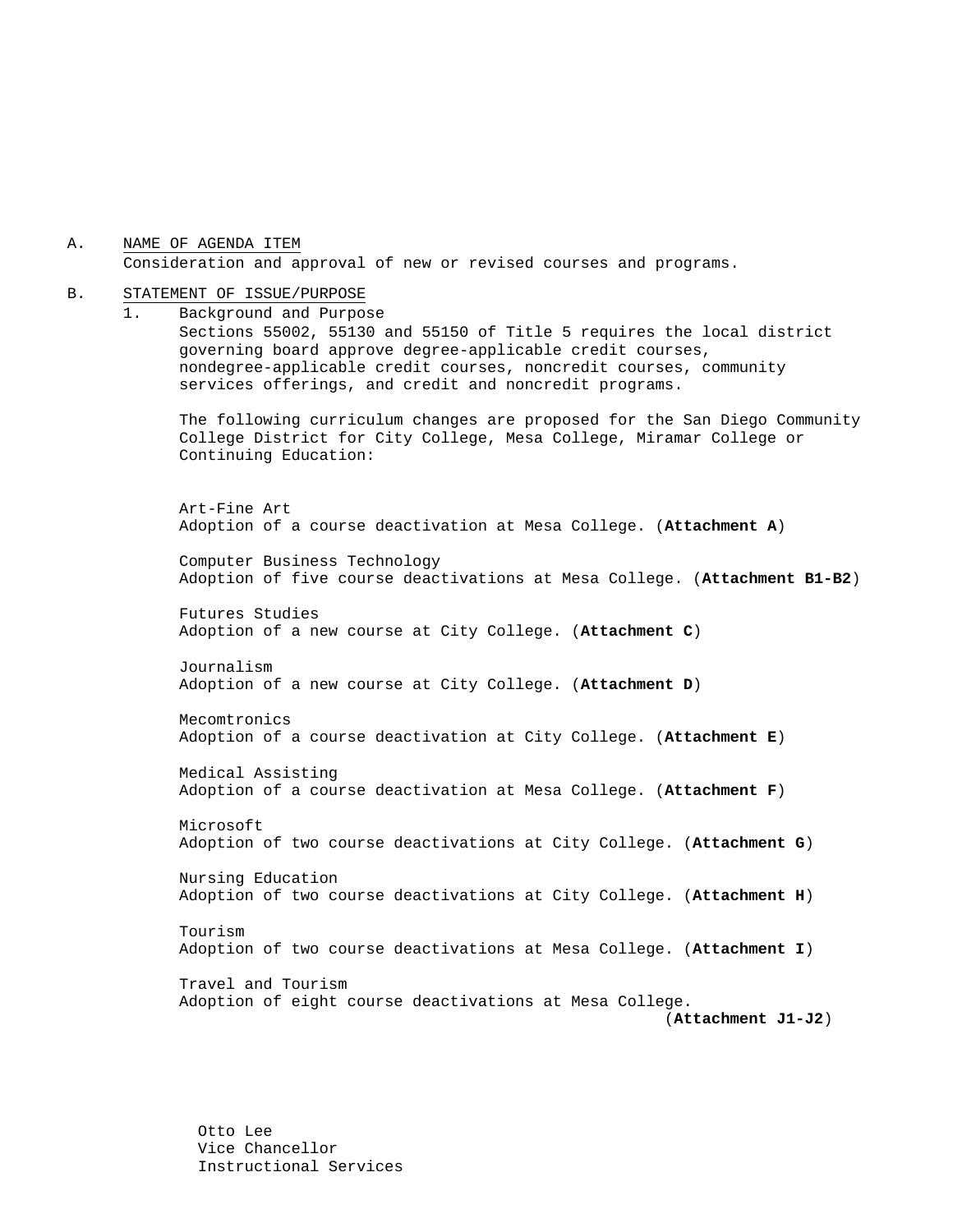A. <u>NAME OF AGENDA ITEM</u>

Consideration and approval of new or revised courses and programs.

B. <u>STATEMENT OF ISSUE/PURPOSE</u>

1. Background and Purpose

Sections 55002, 55130 and 55150 of Title 5 requires the local district governing board approve degree-applicable credit courses, nondegree-applicable credit courses, noncredit courses, community services offerings, and credit and noncredit programs.

The following curriculum changes are proposed for the San Diego Community College District for City College, Mesa College, Miramar College or Continuing Education:

Art-Fine Art
Adoption of a course deactivation at Mesa College. (**Attachment A**)

Computer Business Technology
Adoption of five course deactivations at Mesa College. (**Attachment B1-B2**)

Futures Studies
Adoption of a new course at City College. (**Attachment C**)

Journalism
Adoption of a new course at City College. (**Attachment D**)

Mecomtronics
Adoption of a course deactivation at City College. (**Attachment E**)

Medical Assisting
Adoption of a course deactivation at Mesa College. (**Attachment F**)

Microsoft
Adoption of two course deactivations at City College. (**Attachment G**)

Nursing Education
Adoption of two course deactivations at City College. (**Attachment H**)

Tourism
Adoption of two course deactivations at Mesa College. (**Attachment I**)

Travel and Tourism
Adoption of eight course deactivations at Mesa College. (**Attachment J1-J2**)

Otto Lee
Vice Chancellor
Instructional Services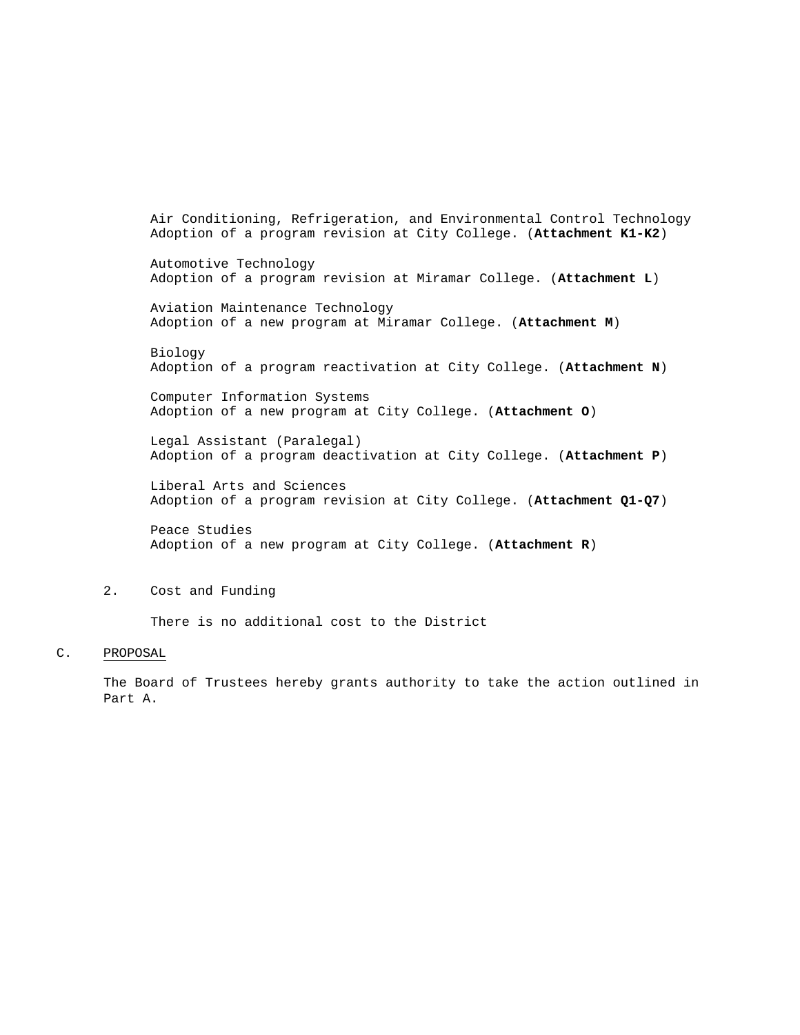Air Conditioning, Refrigeration, and Environmental Control Technology
Adoption of a program revision at City College. (**Attachment K1-K2**)

Automotive Technology
Adoption of a program revision at Miramar College. (**Attachment L**)

Aviation Maintenance Technology
Adoption of a new program at Miramar College. (**Attachment M**)

Biology
Adoption of a program reactivation at City College. (**Attachment N**)

Computer Information Systems
Adoption of a new program at City College. (**Attachment O**)

Legal Assistant (Paralegal)
Adoption of a program deactivation at City College. (**Attachment P**)

Liberal Arts and Sciences
Adoption of a program revision at City College. (**Attachment Q1-Q7**)

Peace Studies
Adoption of a new program at City College. (**Attachment R**)

2. Cost and Funding

There is no additional cost to the District

C. PROPOSAL

The Board of Trustees hereby grants authority to take the action outlined in Part A.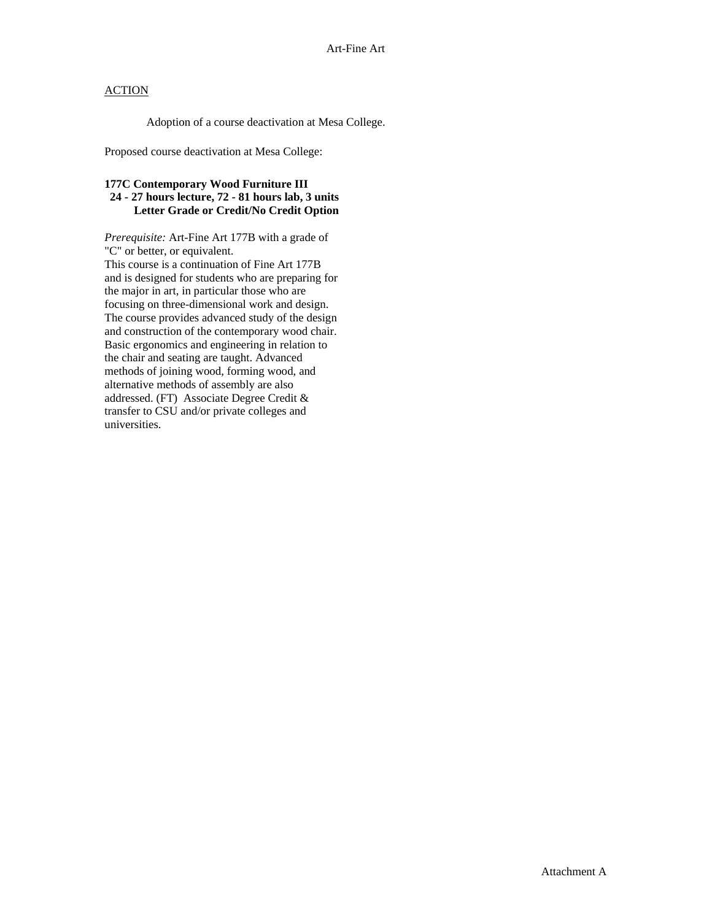Art-Fine Art

ACTION

Adoption of a course deactivation at Mesa College.

Proposed course deactivation at Mesa College:

**177C Contemporary Wood Furniture III**
**24 - 27 hours lecture, 72 - 81 hours lab, 3 units**
**Letter Grade or Credit/No Credit Option**

*Prerequisite:* Art-Fine Art 177B with a grade of "C" or better, or equivalent.
This course is a continuation of Fine Art 177B and is designed for students who are preparing for the major in art, in particular those who are focusing on three-dimensional work and design. The course provides advanced study of the design and construction of the contemporary wood chair. Basic ergonomics and engineering in relation to the chair and seating are taught. Advanced methods of joining wood, forming wood, and alternative methods of assembly are also addressed. (FT) Associate Degree Credit & transfer to CSU and/or private colleges and universities.

Attachment A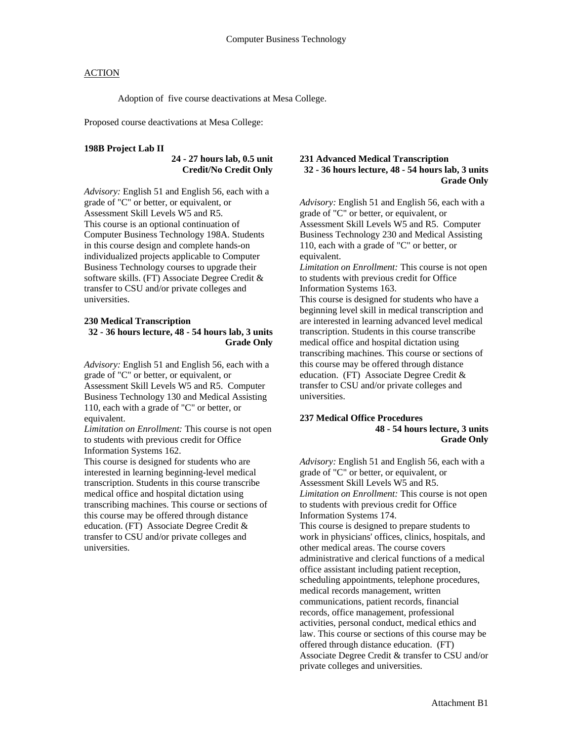# Computer Business Technology

ACTION

Adoption of five course deactivations at Mesa College.

Proposed course deactivations at Mesa College:

**198B Project Lab II**
**24 - 27 hours lab, 0.5 unit**
**Credit/No Credit Only**

*Advisory:* English 51 and English 56, each with a grade of "C" or better, or equivalent, or Assessment Skill Levels W5 and R5.
This course is an optional continuation of Computer Business Technology 198A. Students in this course design and complete hands-on individualized projects applicable to Computer Business Technology courses to upgrade their software skills. (FT) Associate Degree Credit & transfer to CSU and/or private colleges and universities.

**230 Medical Transcription**
**32 - 36 hours lecture, 48 - 54 hours lab, 3 units**
**Grade Only**

*Advisory:* English 51 and English 56, each with a grade of "C" or better, or equivalent, or Assessment Skill Levels W5 and R5. Computer Business Technology 130 and Medical Assisting 110, each with a grade of "C" or better, or equivalent.
*Limitation on Enrollment:* This course is not open to students with previous credit for Office Information Systems 162.
This course is designed for students who are interested in learning beginning-level medical transcription. Students in this course transcribe medical office and hospital dictation using transcribing machines. This course or sections of this course may be offered through distance education. (FT) Associate Degree Credit & transfer to CSU and/or private colleges and universities.

**231 Advanced Medical Transcription**
**32 - 36 hours lecture, 48 - 54 hours lab, 3 units**
**Grade Only**

*Advisory:* English 51 and English 56, each with a grade of "C" or better, or equivalent, or Assessment Skill Levels W5 and R5. Computer Business Technology 230 and Medical Assisting 110, each with a grade of "C" or better, or equivalent.
*Limitation on Enrollment:* This course is not open to students with previous credit for Office Information Systems 163.
This course is designed for students who have a beginning level skill in medical transcription and are interested in learning advanced level medical transcription. Students in this course transcribe medical office and hospital dictation using transcribing machines. This course or sections of this course may be offered through distance education. (FT) Associate Degree Credit & transfer to CSU and/or private colleges and universities.

**237 Medical Office Procedures**
**48 - 54 hours lecture, 3 units**
**Grade Only**

*Advisory:* English 51 and English 56, each with a grade of "C" or better, or equivalent, or Assessment Skill Levels W5 and R5.
*Limitation on Enrollment:* This course is not open to students with previous credit for Office Information Systems 174.
This course is designed to prepare students to work in physicians' offices, clinics, hospitals, and other medical areas. The course covers administrative and clerical functions of a medical office assistant including patient reception, scheduling appointments, telephone procedures, medical records management, written communications, patient records, financial records, office management, professional activities, personal conduct, medical ethics and law. This course or sections of this course may be offered through distance education. (FT) Associate Degree Credit & transfer to CSU and/or private colleges and universities.

Attachment B1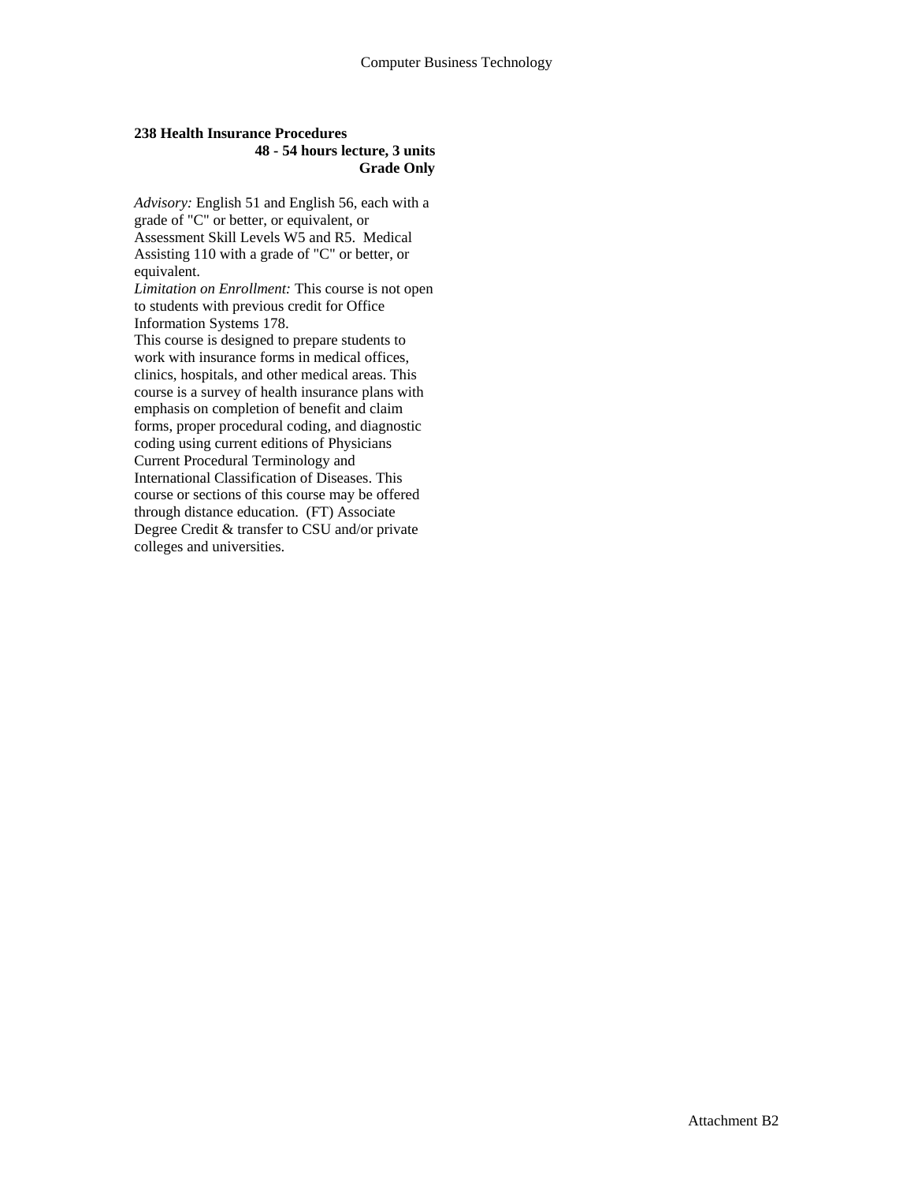**238 Health Insurance Procedures**

**48 - 54 hours lecture, 3 units**

**Grade Only**

*Advisory:* English 51 and English 56, each with a grade of "C" or better, or equivalent, or Assessment Skill Levels W5 and R5. Medical Assisting 110 with a grade of "C" or better, or equivalent.

*Limitation on Enrollment:* This course is not open to students with previous credit for Office Information Systems 178.

This course is designed to prepare students to work with insurance forms in medical offices, clinics, hospitals, and other medical areas. This course is a survey of health insurance plans with emphasis on completion of benefit and claim forms, proper procedural coding, and diagnostic coding using current editions of Physicians Current Procedural Terminology and International Classification of Diseases. This course or sections of this course may be offered through distance education. (FT) Associate Degree Credit & transfer to CSU and/or private colleges and universities.

Attachment B2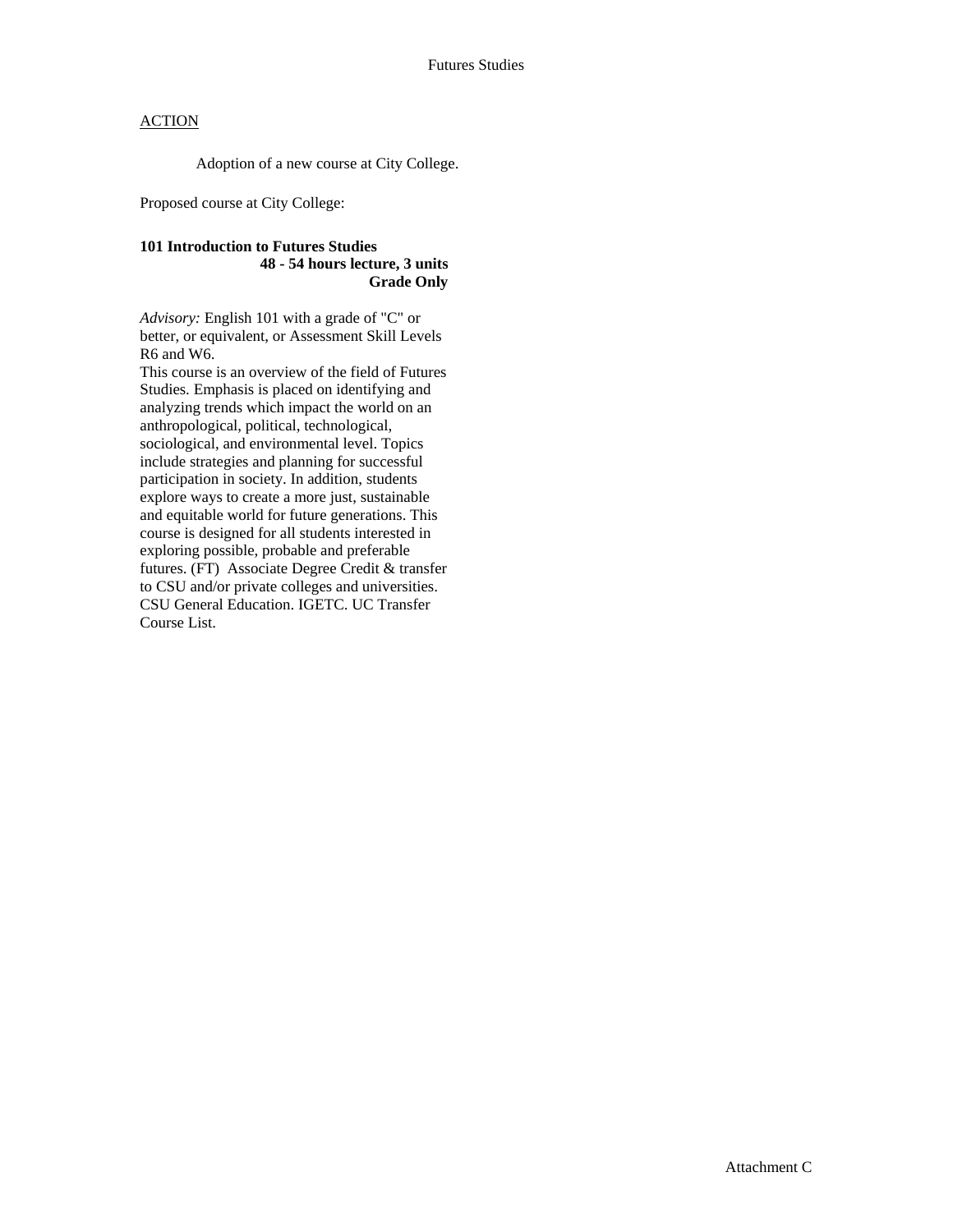Futures Studies

ACTION

Adoption of a new course at City College.

Proposed course at City College:

**101 Introduction to Futures Studies**
**48 - 54 hours lecture, 3 units**
**Grade Only**

*Advisory:* English 101 with a grade of "C" or better, or equivalent, or Assessment Skill Levels R6 and W6.

This course is an overview of the field of Futures Studies. Emphasis is placed on identifying and analyzing trends which impact the world on an anthropological, political, technological, sociological, and environmental level. Topics include strategies and planning for successful participation in society. In addition, students explore ways to create a more just, sustainable and equitable world for future generations. This course is designed for all students interested in exploring possible, probable and preferable futures. (FT) Associate Degree Credit & transfer to CSU and/or private colleges and universities. CSU General Education. IGETC. UC Transfer Course List.

Attachment C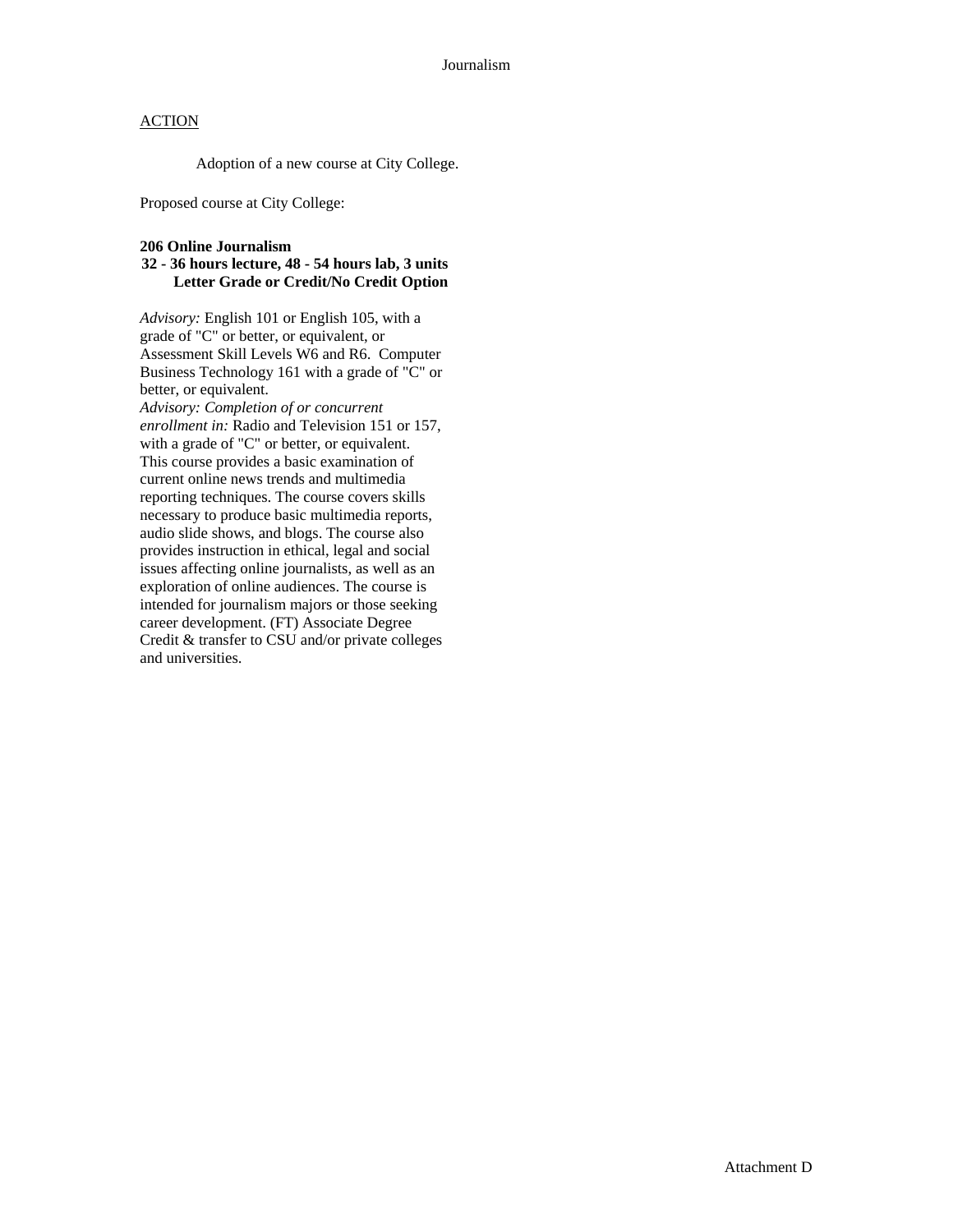Journalism

ACTION

Adoption of a new course at City College.

Proposed course at City College:

**206 Online Journalism**
**32 - 36 hours lecture, 48 - 54 hours lab, 3 units**
**Letter Grade or Credit/No Credit Option**

*Advisory:* English 101 or English 105, with a grade of "C" or better, or equivalent, or Assessment Skill Levels W6 and R6. Computer Business Technology 161 with a grade of "C" or better, or equivalent.
*Advisory: Completion of or concurrent enrollment in:* Radio and Television 151 or 157, with a grade of "C" or better, or equivalent.
This course provides a basic examination of current online news trends and multimedia reporting techniques. The course covers skills necessary to produce basic multimedia reports, audio slide shows, and blogs. The course also provides instruction in ethical, legal and social issues affecting online journalists, as well as an exploration of online audiences. The course is intended for journalism majors or those seeking career development. (FT) Associate Degree Credit & transfer to CSU and/or private colleges and universities.

Attachment D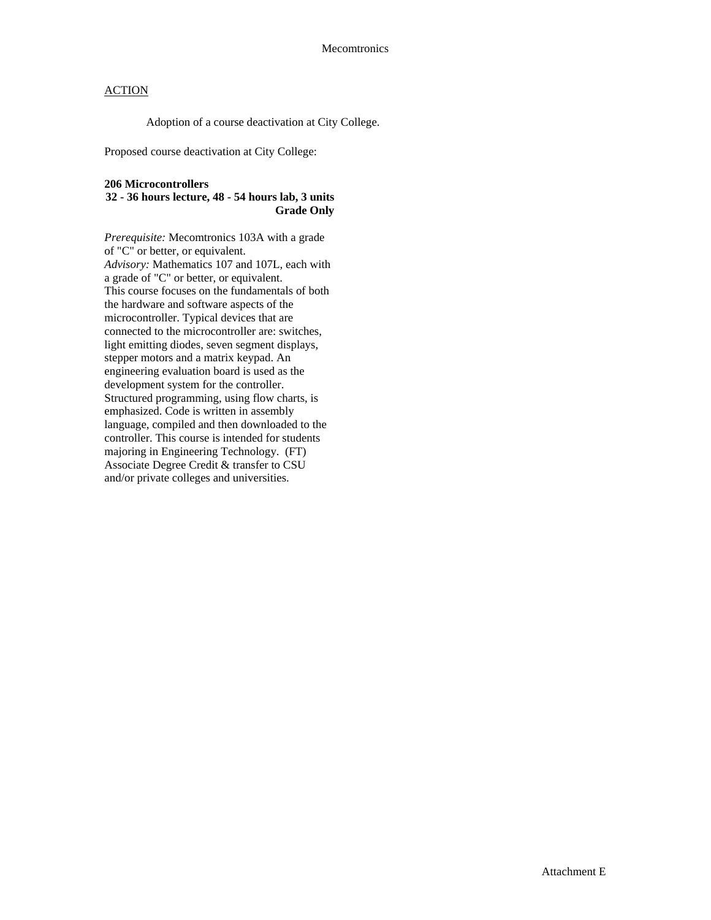# Mecomtronics

## ACTION

Adoption of a course deactivation at City College.

Proposed course deactivation at City College:

**206 Microcontrollers**
**32 - 36 hours lecture, 48 - 54 hours lab, 3 units**
**Grade Only**

*Prerequisite:* Mecomtronics 103A with a grade of "C" or better, or equivalent.
*Advisory:* Mathematics 107 and 107L, each with a grade of "C" or better, or equivalent.
This course focuses on the fundamentals of both the hardware and software aspects of the microcontroller. Typical devices that are connected to the microcontroller are: switches, light emitting diodes, seven segment displays, stepper motors and a matrix keypad. An engineering evaluation board is used as the development system for the controller. Structured programming, using flow charts, is emphasized. Code is written in assembly language, compiled and then downloaded to the controller. This course is intended for students majoring in Engineering Technology. (FT)
Associate Degree Credit & transfer to CSU and/or private colleges and universities.

Attachment E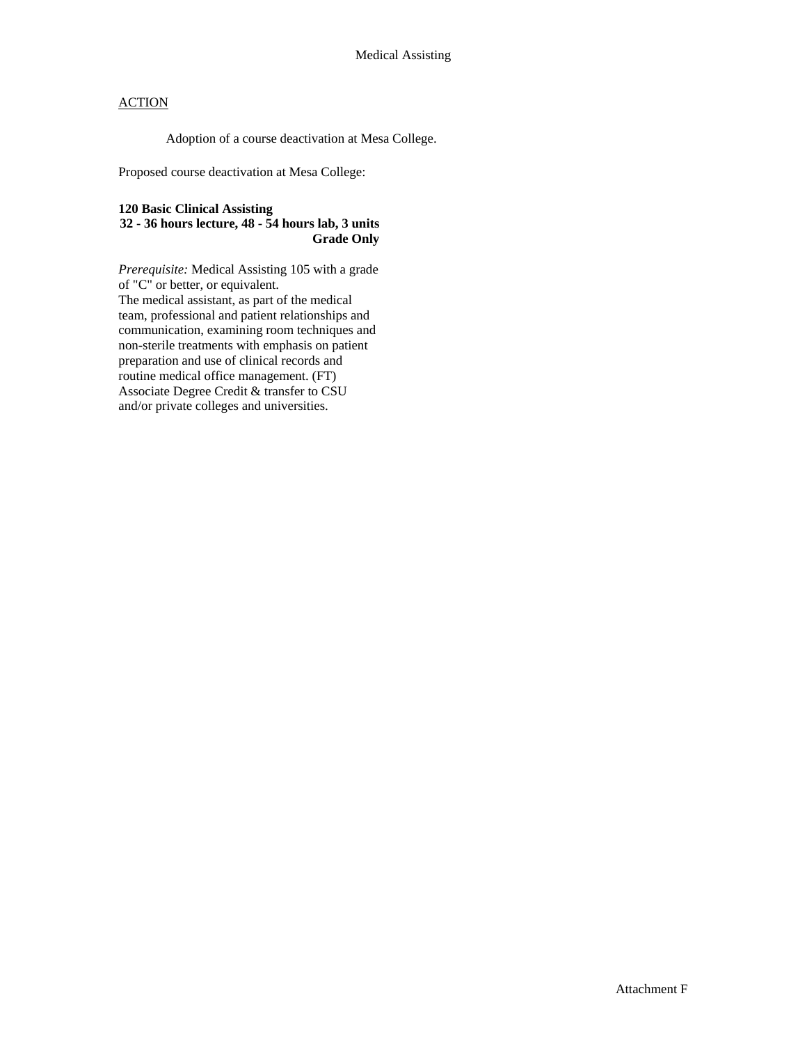Medical Assisting

ACTION

Adoption of a course deactivation at Mesa College.

Proposed course deactivation at Mesa College:

**120 Basic Clinical Assisting**
**32 - 36 hours lecture, 48 - 54 hours lab, 3 units**
**Grade Only**

*Prerequisite:* Medical Assisting 105 with a grade of "C" or better, or equivalent.
The medical assistant, as part of the medical team, professional and patient relationships and communication, examining room techniques and non-sterile treatments with emphasis on patient preparation and use of clinical records and routine medical office management. (FT) Associate Degree Credit & transfer to CSU and/or private colleges and universities.

Attachment F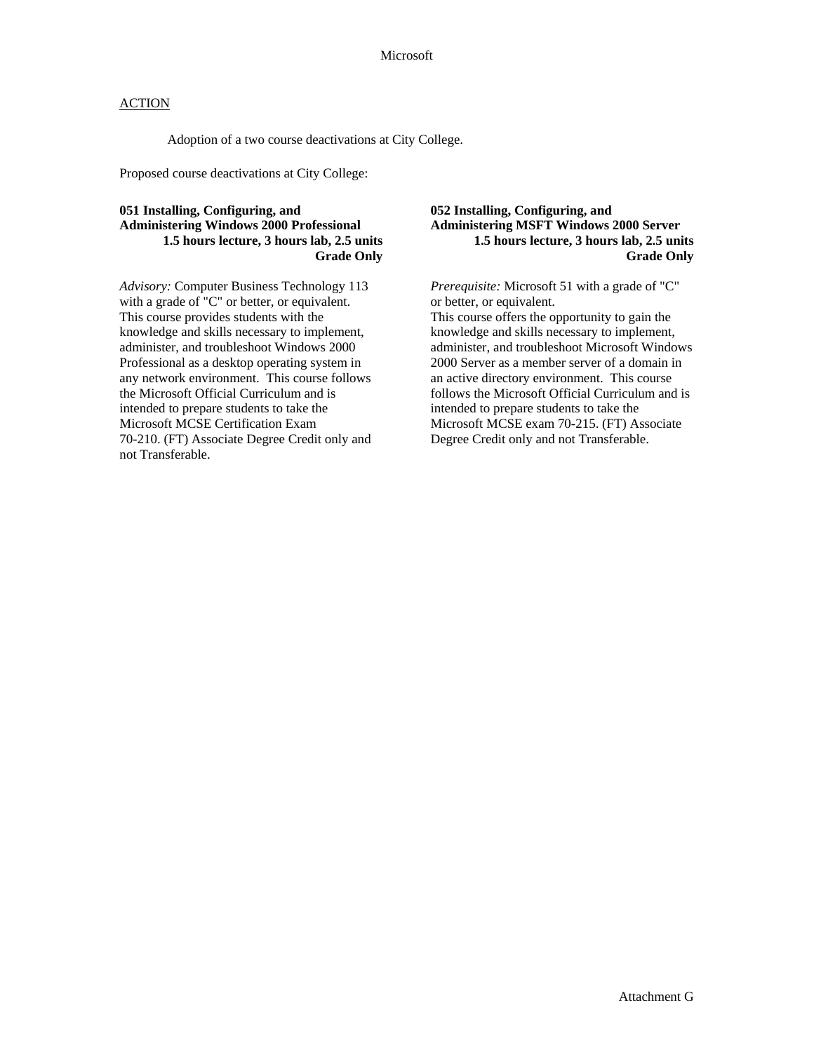Microsoft

ACTION

Adoption of a two course deactivations at City College.

Proposed course deactivations at City College:

**051 Installing, Configuring, and Administering Windows 2000 Professional**
**1.5 hours lecture, 3 hours lab, 2.5 units**
**Grade Only**

*Advisory:* Computer Business Technology 113 with a grade of "C" or better, or equivalent.
This course provides students with the knowledge and skills necessary to implement, administer, and troubleshoot Windows 2000 Professional as a desktop operating system in any network environment. This course follows the Microsoft Official Curriculum and is intended to prepare students to take the Microsoft MCSE Certification Exam 70-210. (FT) Associate Degree Credit only and not Transferable.

**052 Installing, Configuring, and Administering MSFT Windows 2000 Server**
**1.5 hours lecture, 3 hours lab, 2.5 units**
**Grade Only**

*Prerequisite:* Microsoft 51 with a grade of "C" or better, or equivalent.
This course offers the opportunity to gain the knowledge and skills necessary to implement, administer, and troubleshoot Microsoft Windows 2000 Server as a member server of a domain in an active directory environment. This course follows the Microsoft Official Curriculum and is intended to prepare students to take the Microsoft MCSE exam 70-215. (FT) Associate Degree Credit only and not Transferable.

Attachment G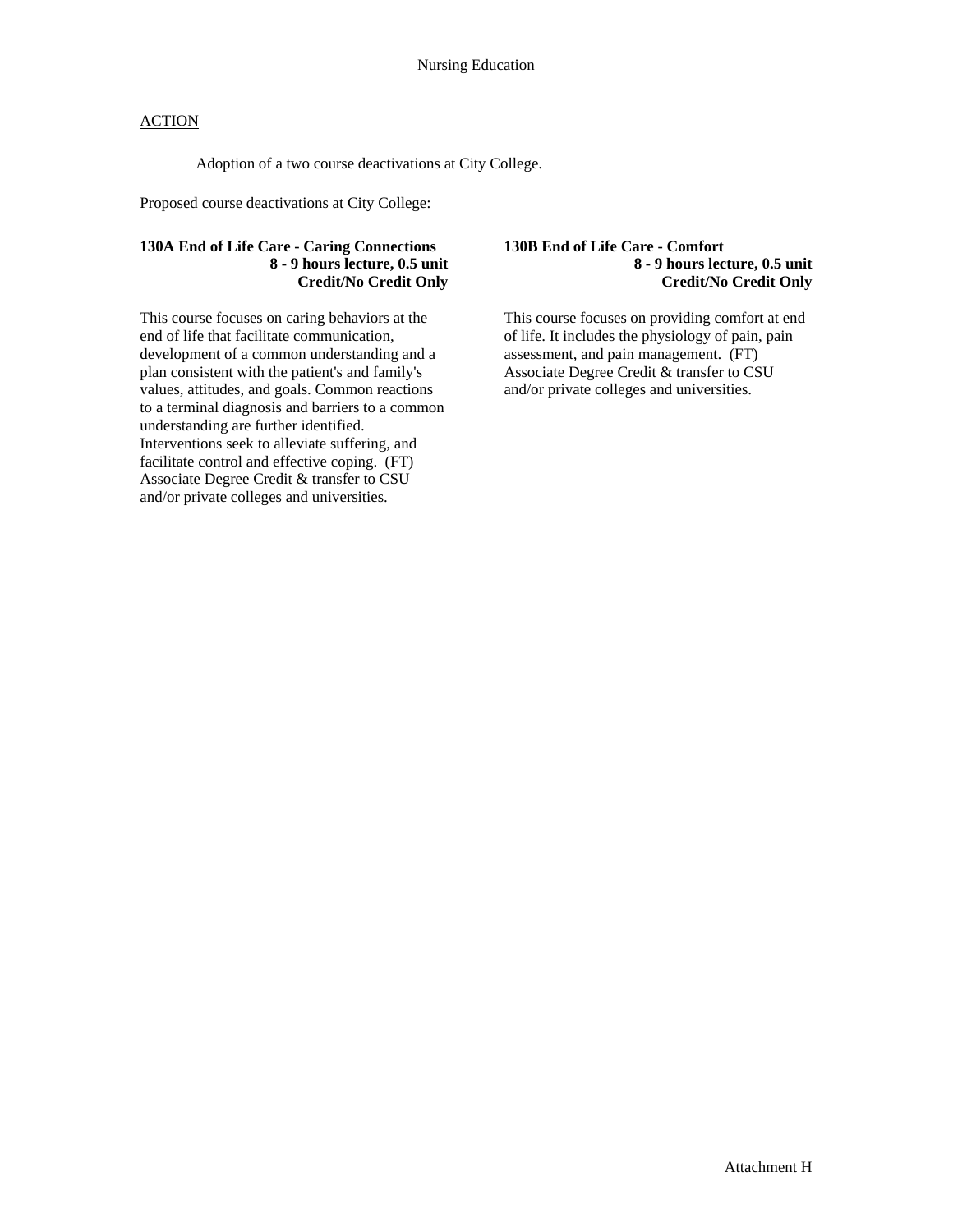# Nursing Education

<u>ACTION</u>

Adoption of a two course deactivations at City College.

Proposed course deactivations at City College:

**130A End of Life Care - Caring Connections**
**8 - 9 hours lecture, 0.5 unit**
**Credit/No Credit Only**

This course focuses on caring behaviors at the end of life that facilitate communication, development of a common understanding and a plan consistent with the patient's and family's values, attitudes, and goals. Common reactions to a terminal diagnosis and barriers to a common understanding are further identified. Interventions seek to alleviate suffering, and facilitate control and effective coping. (FT) Associate Degree Credit & transfer to CSU and/or private colleges and universities.

**130B End of Life Care - Comfort**
**8 - 9 hours lecture, 0.5 unit**
**Credit/No Credit Only**

This course focuses on providing comfort at end of life. It includes the physiology of pain, pain assessment, and pain management. (FT) Associate Degree Credit & transfer to CSU and/or private colleges and universities.

Attachment H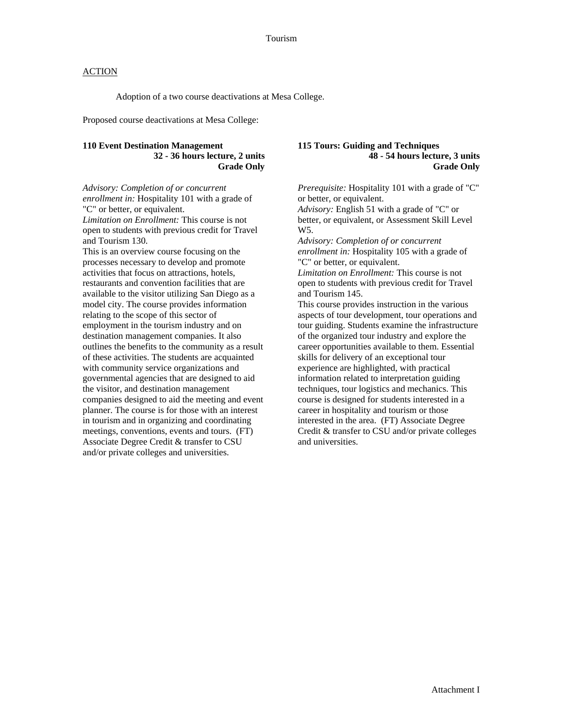# Tourism

<u>ACTION</u>

Adoption of a two course deactivations at Mesa College.

Proposed course deactivations at Mesa College:

**110 Event Destination Management**
**32 - 36 hours lecture, 2 units**
**Grade Only**

*Advisory: Completion of or concurrent enrollment in:* Hospitality 101 with a grade of "C" or better, or equivalent.
*Limitation on Enrollment:* This course is not open to students with previous credit for Travel and Tourism 130.
This is an overview course focusing on the processes necessary to develop and promote activities that focus on attractions, hotels, restaurants and convention facilities that are available to the visitor utilizing San Diego as a model city. The course provides information relating to the scope of this sector of employment in the tourism industry and on destination management companies. It also outlines the benefits to the community as a result of these activities. The students are acquainted with community service organizations and governmental agencies that are designed to aid the visitor, and destination management companies designed to aid the meeting and event planner. The course is for those with an interest in tourism and in organizing and coordinating meetings, conventions, events and tours. (FT) Associate Degree Credit & transfer to CSU and/or private colleges and universities.

**115 Tours: Guiding and Techniques**
**48 - 54 hours lecture, 3 units**
**Grade Only**

*Prerequisite:* Hospitality 101 with a grade of "C" or better, or equivalent.
*Advisory:* English 51 with a grade of "C" or better, or equivalent, or Assessment Skill Level W5.
*Advisory: Completion of or concurrent enrollment in:* Hospitality 105 with a grade of "C" or better, or equivalent.
*Limitation on Enrollment:* This course is not open to students with previous credit for Travel and Tourism 145.
This course provides instruction in the various aspects of tour development, tour operations and tour guiding. Students examine the infrastructure of the organized tour industry and explore the career opportunities available to them. Essential skills for delivery of an exceptional tour experience are highlighted, with practical information related to interpretation guiding techniques, tour logistics and mechanics. This course is designed for students interested in a career in hospitality and tourism or those interested in the area. (FT) Associate Degree Credit & transfer to CSU and/or private colleges and universities.

Attachment I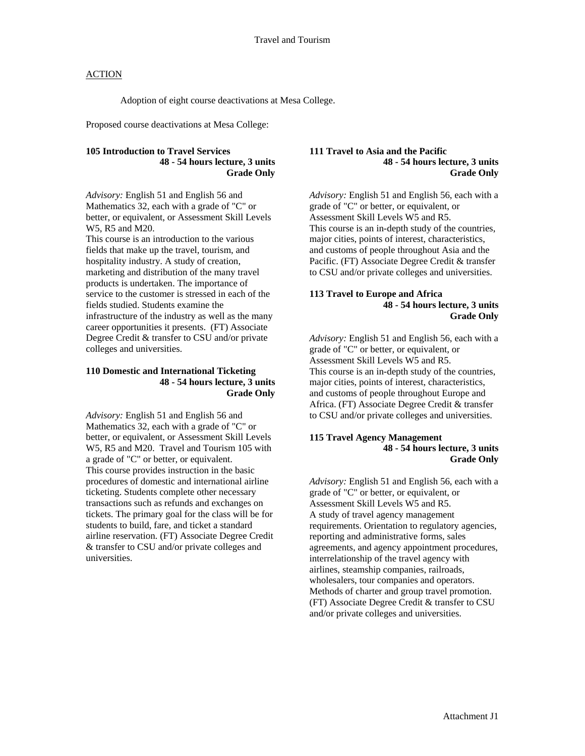# Travel and Tourism

ACTION

Adoption of eight course deactivations at Mesa College.

Proposed course deactivations at Mesa College:

**105 Introduction to Travel Services**
**48 - 54 hours lecture, 3 units**
**Grade Only**

*Advisory:* English 51 and English 56 and Mathematics 32, each with a grade of "C" or better, or equivalent, or Assessment Skill Levels W5, R5 and M20.
This course is an introduction to the various fields that make up the travel, tourism, and hospitality industry. A study of creation, marketing and distribution of the many travel products is undertaken. The importance of service to the customer is stressed in each of the fields studied. Students examine the infrastructure of the industry as well as the many career opportunities it presents. (FT) Associate Degree Credit & transfer to CSU and/or private colleges and universities.

**110 Domestic and International Ticketing**
**48 - 54 hours lecture, 3 units**
**Grade Only**

*Advisory:* English 51 and English 56 and Mathematics 32, each with a grade of "C" or better, or equivalent, or Assessment Skill Levels W5, R5 and M20. Travel and Tourism 105 with a grade of "C" or better, or equivalent.
This course provides instruction in the basic procedures of domestic and international airline ticketing. Students complete other necessary transactions such as refunds and exchanges on tickets. The primary goal for the class will be for students to build, fare, and ticket a standard airline reservation. (FT) Associate Degree Credit & transfer to CSU and/or private colleges and universities.

**111 Travel to Asia and the Pacific**
**48 - 54 hours lecture, 3 units**
**Grade Only**

*Advisory:* English 51 and English 56, each with a grade of "C" or better, or equivalent, or Assessment Skill Levels W5 and R5.
This course is an in-depth study of the countries, major cities, points of interest, characteristics, and customs of people throughout Asia and the Pacific. (FT) Associate Degree Credit & transfer to CSU and/or private colleges and universities.

**113 Travel to Europe and Africa**
**48 - 54 hours lecture, 3 units**
**Grade Only**

*Advisory:* English 51 and English 56, each with a grade of "C" or better, or equivalent, or Assessment Skill Levels W5 and R5.
This course is an in-depth study of the countries, major cities, points of interest, characteristics, and customs of people throughout Europe and Africa. (FT) Associate Degree Credit & transfer to CSU and/or private colleges and universities.

**115 Travel Agency Management**
**48 - 54 hours lecture, 3 units**
**Grade Only**

*Advisory:* English 51 and English 56, each with a grade of "C" or better, or equivalent, or Assessment Skill Levels W5 and R5.
A study of travel agency management requirements. Orientation to regulatory agencies, reporting and administrative forms, sales agreements, and agency appointment procedures, interrelationship of the travel agency with airlines, steamship companies, railroads, wholesalers, tour companies and operators. Methods of charter and group travel promotion. (FT) Associate Degree Credit & transfer to CSU and/or private colleges and universities.

Attachment J1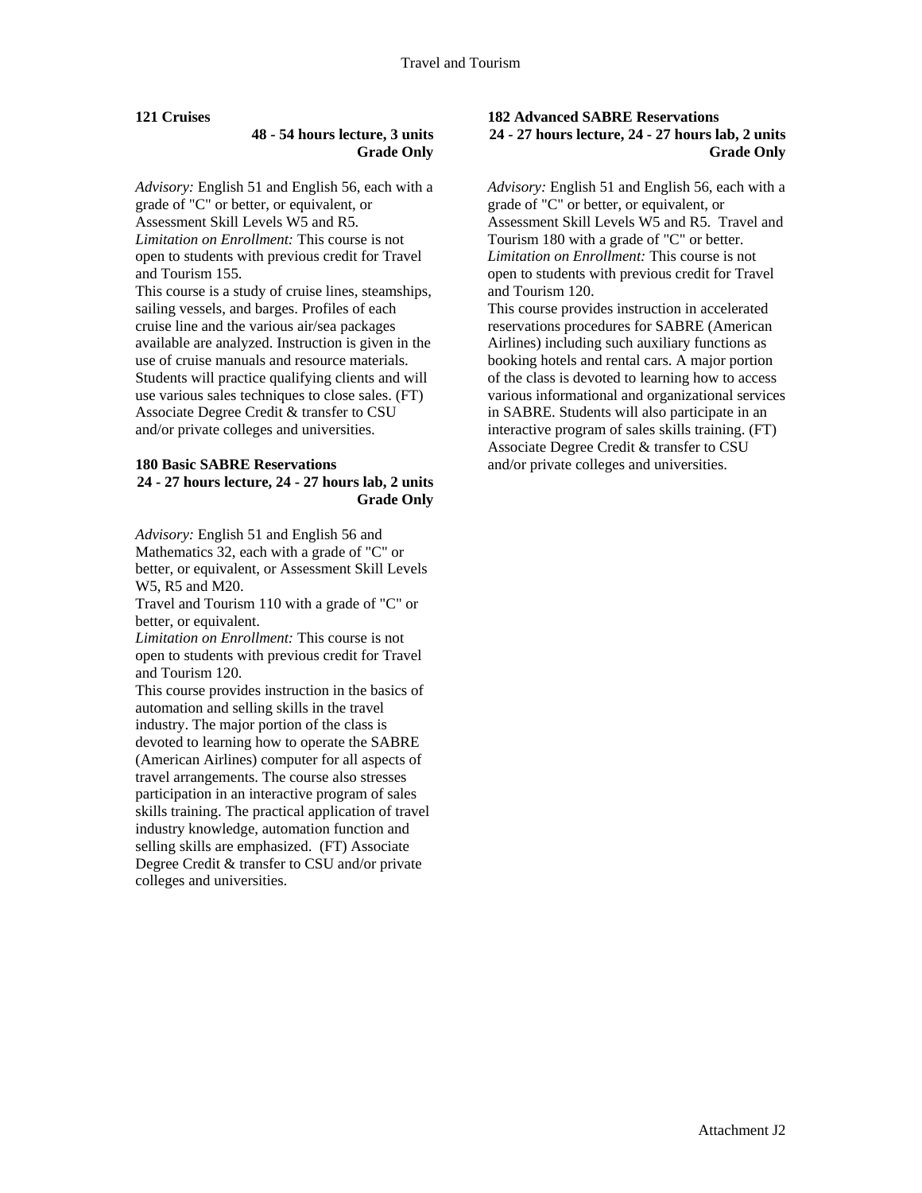**121 Cruises**

**48 - 54 hours lecture, 3 units**
**Grade Only**

*Advisory:* English 51 and English 56, each with a grade of "C" or better, or equivalent, or Assessment Skill Levels W5 and R5.
*Limitation on Enrollment:* This course is not open to students with previous credit for Travel and Tourism 155.
This course is a study of cruise lines, steamships, sailing vessels, and barges. Profiles of each cruise line and the various air/sea packages available are analyzed. Instruction is given in the use of cruise manuals and resource materials. Students will practice qualifying clients and will use various sales techniques to close sales. (FT) Associate Degree Credit & transfer to CSU and/or private colleges and universities.

**180 Basic SABRE Reservations**
**24 - 27 hours lecture, 24 - 27 hours lab, 2 units**
**Grade Only**

*Advisory:* English 51 and English 56 and Mathematics 32, each with a grade of "C" or better, or equivalent, or Assessment Skill Levels W5, R5 and M20.
Travel and Tourism 110 with a grade of "C" or better, or equivalent.
*Limitation on Enrollment:* This course is not open to students with previous credit for Travel and Tourism 120.
This course provides instruction in the basics of automation and selling skills in the travel industry. The major portion of the class is devoted to learning how to operate the SABRE (American Airlines) computer for all aspects of travel arrangements. The course also stresses participation in an interactive program of sales skills training. The practical application of travel industry knowledge, automation function and selling skills are emphasized. (FT) Associate Degree Credit & transfer to CSU and/or private colleges and universities.

**182 Advanced SABRE Reservations**
**24 - 27 hours lecture, 24 - 27 hours lab, 2 units**
**Grade Only**

*Advisory:* English 51 and English 56, each with a grade of "C" or better, or equivalent, or Assessment Skill Levels W5 and R5. Travel and Tourism 180 with a grade of "C" or better.
*Limitation on Enrollment:* This course is not open to students with previous credit for Travel and Tourism 120.
This course provides instruction in accelerated reservations procedures for SABRE (American Airlines) including such auxiliary functions as booking hotels and rental cars. A major portion of the class is devoted to learning how to access various informational and organizational services in SABRE. Students will also participate in an interactive program of sales skills training. (FT) Associate Degree Credit & transfer to CSU and/or private colleges and universities.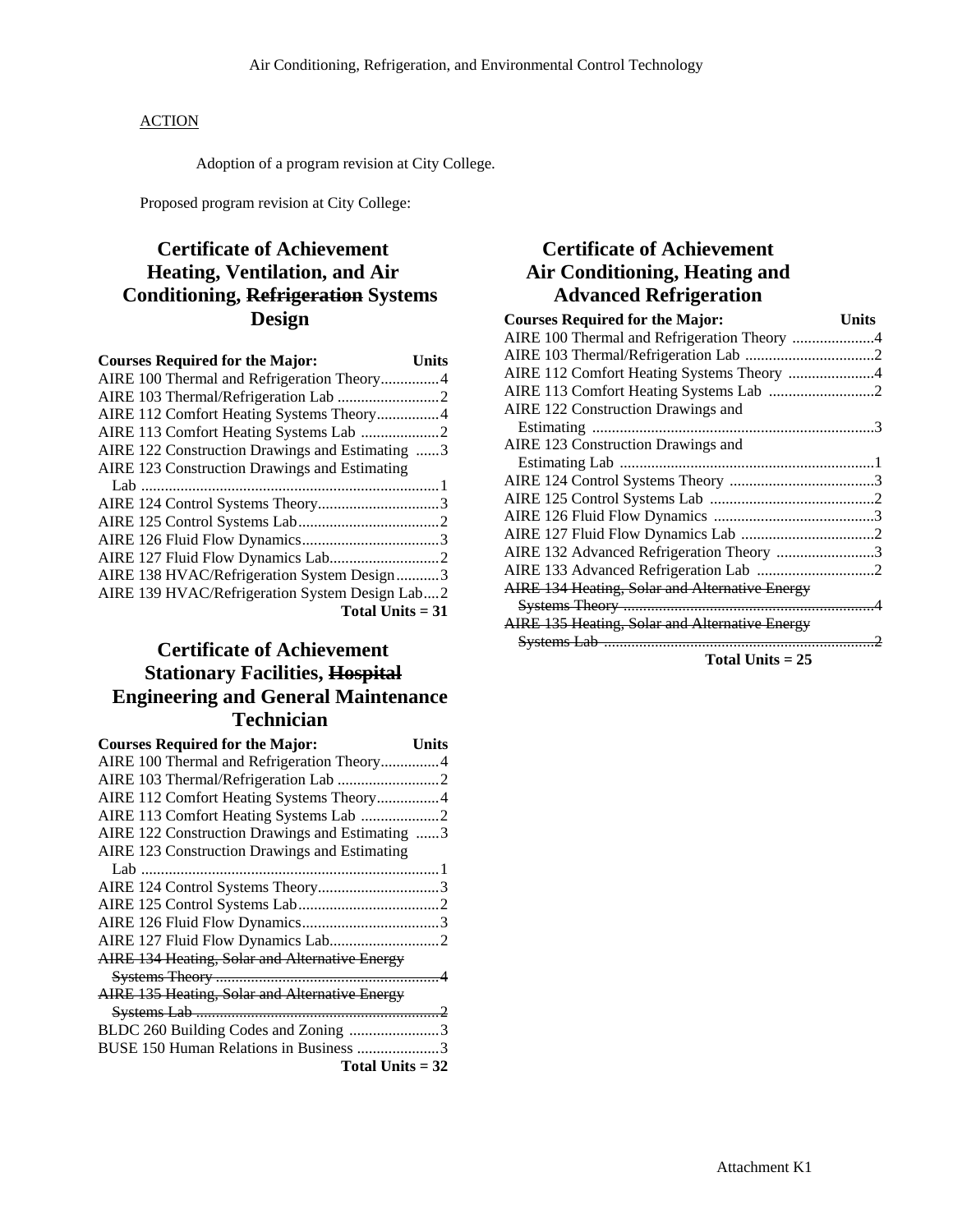## ACTION

Adoption of a program revision at City College.

Proposed program revision at City College:

## Certificate of Achievement Heating, Ventilation, and Air Conditioning, ~~Refrigeration~~ Systems Design

| Courses Required for the Major: | Units |
|---|---|
| AIRE 100 Thermal and Refrigeration Theory | 4 |
| AIRE 103 Thermal/Refrigeration Lab | 2 |
| AIRE 112 Comfort Heating Systems Theory | 4 |
| AIRE 113 Comfort Heating Systems Lab | 2 |
| AIRE 122 Construction Drawings and Estimating | 3 |
| AIRE 123 Construction Drawings and Estimating Lab | 1 |
| AIRE 124 Control Systems Theory | 3 |
| AIRE 125 Control Systems Lab | 2 |
| AIRE 126 Fluid Flow Dynamics | 3 |
| AIRE 127 Fluid Flow Dynamics Lab | 2 |
| AIRE 138 HVAC/Refrigeration System Design | 3 |
| AIRE 139 HVAC/Refrigeration System Design Lab | 2 |
| **Total Units = 31** | |

## Certificate of Achievement Stationary Facilities, ~~Hospital~~ Engineering and General Maintenance Technician

| Courses Required for the Major: | Units |
|---|---|
| AIRE 100 Thermal and Refrigeration Theory | 4 |
| AIRE 103 Thermal/Refrigeration Lab | 2 |
| AIRE 112 Comfort Heating Systems Theory | 4 |
| AIRE 113 Comfort Heating Systems Lab | 2 |
| AIRE 122 Construction Drawings and Estimating | 3 |
| AIRE 123 Construction Drawings and Estimating Lab | 1 |
| AIRE 124 Control Systems Theory | 3 |
| AIRE 125 Control Systems Lab | 2 |
| AIRE 126 Fluid Flow Dynamics | 3 |
| AIRE 127 Fluid Flow Dynamics Lab | 2 |
| ~~AIRE 134 Heating, Solar and Alternative Energy Systems Theory~~ | ~~4~~ |
| ~~AIRE 135 Heating, Solar and Alternative Energy Systems Lab~~ | ~~2~~ |
| BLDC 260 Building Codes and Zoning | 3 |
| BUSE 150 Human Relations in Business | 3 |
| **Total Units = 32** | |

## Certificate of Achievement Air Conditioning, Heating and Advanced Refrigeration

| Courses Required for the Major: | Units |
|---|---|
| AIRE 100 Thermal and Refrigeration Theory | 4 |
| AIRE 103 Thermal/Refrigeration Lab | 2 |
| AIRE 112 Comfort Heating Systems Theory | 4 |
| AIRE 113 Comfort Heating Systems Lab | 2 |
| AIRE 122 Construction Drawings and Estimating | 3 |
| AIRE 123 Construction Drawings and Estimating Lab | 1 |
| AIRE 124 Control Systems Theory | 3 |
| AIRE 125 Control Systems Lab | 2 |
| AIRE 126 Fluid Flow Dynamics | 3 |
| AIRE 127 Fluid Flow Dynamics Lab | 2 |
| AIRE 132 Advanced Refrigeration Theory | 3 |
| AIRE 133 Advanced Refrigeration Lab | 2 |
| ~~AIRE 134 Heating, Solar and Alternative Energy Systems Theory~~ | ~~4~~ |
| ~~AIRE 135 Heating, Solar and Alternative Energy Systems Lab~~ | ~~2~~ |
| **Total Units = 25** | |

Attachment K1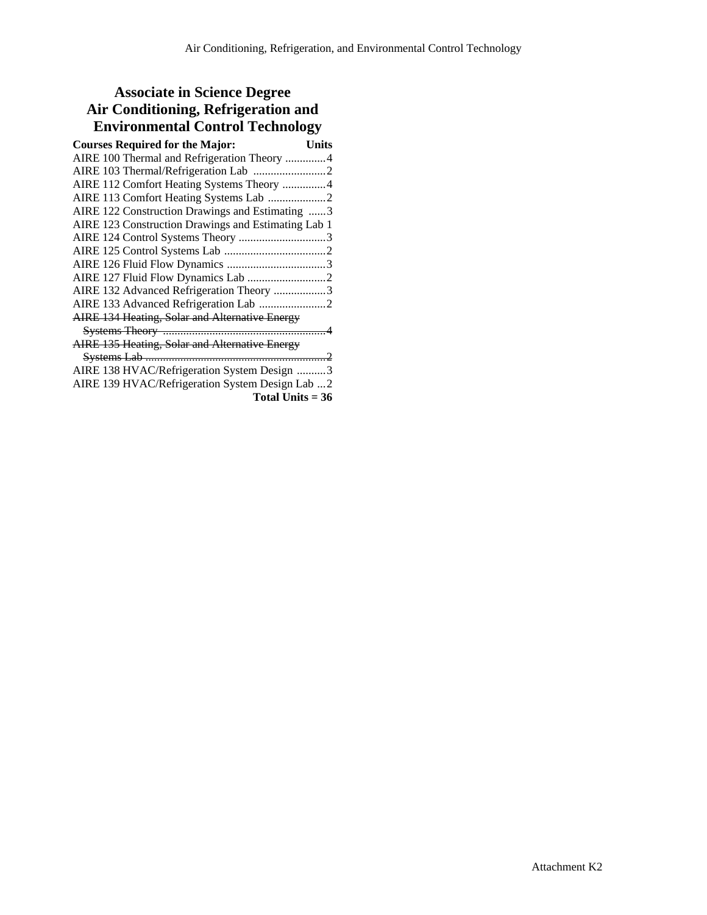## Associate in Science Degree Air Conditioning, Refrigeration and Environmental Control Technology

| Courses Required for the Major: | Units |
|---|---|
| AIRE 100 Thermal and Refrigeration Theory | 4 |
| AIRE 103 Thermal/Refrigeration Lab | 2 |
| AIRE 112 Comfort Heating Systems Theory | 4 |
| AIRE 113 Comfort Heating Systems Lab | 2 |
| AIRE 122 Construction Drawings and Estimating | 3 |
| AIRE 123 Construction Drawings and Estimating Lab | 1 |
| AIRE 124 Control Systems Theory | 3 |
| AIRE 125 Control Systems Lab | 2 |
| AIRE 126 Fluid Flow Dynamics | 3 |
| AIRE 127 Fluid Flow Dynamics Lab | 2 |
| AIRE 132 Advanced Refrigeration Theory | 3 |
| AIRE 133 Advanced Refrigeration Lab | 2 |
| ~~AIRE 134 Heating, Solar and Alternative Energy Systems Theory~~ | ~~4~~ |
| ~~AIRE 135 Heating, Solar and Alternative Energy Systems Lab~~ | ~~2~~ |
| AIRE 138 HVAC/Refrigeration System Design | 3 |
| AIRE 139 HVAC/Refrigeration System Design Lab | 2 |
| **Total Units = 36** | |

Attachment K2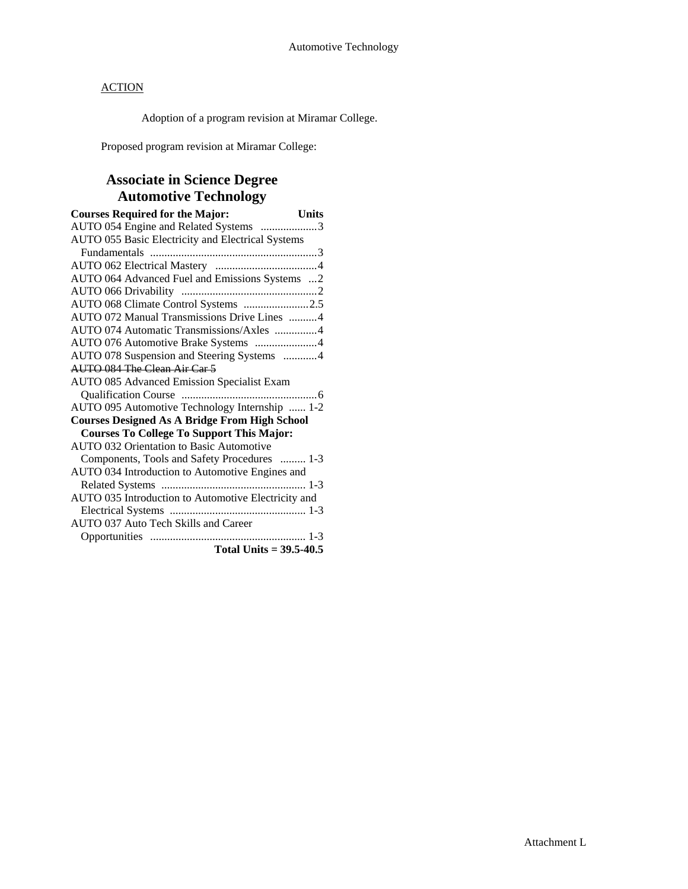ACTION

Adoption of a program revision at Miramar College.

Proposed program revision at Miramar College:

## Associate in Science Degree
## Automotive Technology

| Courses Required for the Major: | Units |
|---|---|
| AUTO 054 Engine and Related Systems | 3 |
| AUTO 055 Basic Electricity and Electrical Systems Fundamentals | 3 |
| AUTO 062 Electrical Mastery | 4 |
| AUTO 064 Advanced Fuel and Emissions Systems | 2 |
| AUTO 066 Drivability | 2 |
| AUTO 068 Climate Control Systems | 2.5 |
| AUTO 072 Manual Transmissions Drive Lines | 4 |
| AUTO 074 Automatic Transmissions/Axles | 4 |
| AUTO 076 Automotive Brake Systems | 4 |
| AUTO 078 Suspension and Steering Systems | 4 |
| ~~AUTO 084 The Clean Air Car 5~~ | |
| AUTO 085 Advanced Emission Specialist Exam Qualification Course | 6 |
| AUTO 095 Automotive Technology Internship | 1-2 |
| **Courses Designed As A Bridge From High School Courses To College To Support This Major:** | |
| AUTO 032 Orientation to Basic Automotive Components, Tools and Safety Procedures | 1-3 |
| AUTO 034 Introduction to Automotive Engines and Related Systems | 1-3 |
| AUTO 035 Introduction to Automotive Electricity and Electrical Systems | 1-3 |
| AUTO 037 Auto Tech Skills and Career Opportunities | 1-3 |
| **Total Units = 39.5-40.5** | |

Attachment L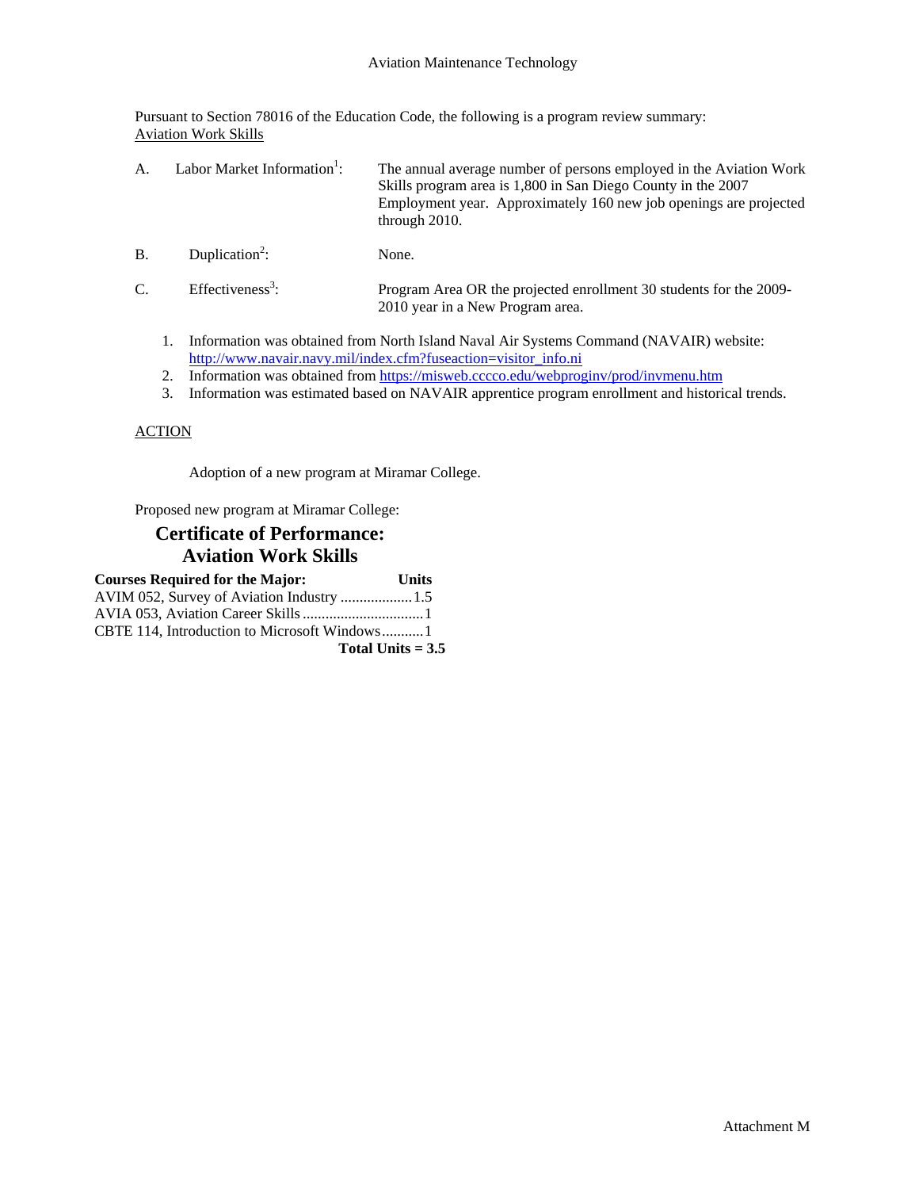Aviation Maintenance Technology

Pursuant to Section 78016 of the Education Code, the following is a program review summary:
Aviation Work Skills

A. Labor Market Information[1]: The annual average number of persons employed in the Aviation Work Skills program area is 1,800 in San Diego County in the 2007 Employment year. Approximately 160 new job openings are projected through 2010.

B. Duplication[2]: None.

C. Effectiveness[3]: Program Area OR the projected enrollment 30 students for the 2009-2010 year in a New Program area.

1. Information was obtained from North Island Naval Air Systems Command (NAVAIR) website: http://www.navair.navy.mil/index.cfm?fuseaction=visitor_info.ni
2. Information was obtained from https://misweb.cccco.edu/webproginv/prod/invmenu.htm
3. Information was estimated based on NAVAIR apprentice program enrollment and historical trends.

ACTION

Adoption of a new program at Miramar College.

Proposed new program at Miramar College:

## Certificate of Performance: Aviation Work Skills

| Courses Required for the Major: | Units |
|---|---|
| AVIM 052, Survey of Aviation Industry | 1.5 |
| AVIA 053, Aviation Career Skills | 1 |
| CBTE 114, Introduction to Microsoft Windows | 1 |
| **Total Units = 3.5** | |

Attachment M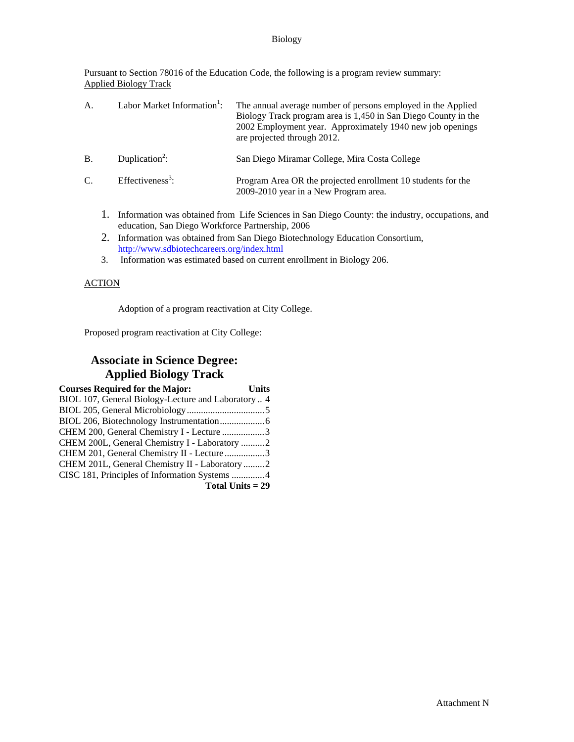Biology

Pursuant to Section 78016 of the Education Code, the following is a program review summary:
Applied Biology Track

A. Labor Market Information[1]: The annual average number of persons employed in the Applied Biology Track program area is 1,450 in San Diego County in the 2002 Employment year. Approximately 1940 new job openings are projected through 2012.

B. Duplication[2]: San Diego Miramar College, Mira Costa College

C. Effectiveness[3]: Program Area OR the projected enrollment 10 students for the 2009-2010 year in a New Program area.

1. Information was obtained from Life Sciences in San Diego County: the industry, occupations, and education, San Diego Workforce Partnership, 2006
2. Information was obtained from San Diego Biotechnology Education Consortium, http://www.sdbiotechcareers.org/index.html
3. Information was estimated based on current enrollment in Biology 206.

ACTION

Adoption of a program reactivation at City College.

Proposed program reactivation at City College:

## Associate in Science Degree: Applied Biology Track

| Courses Required for the Major: | Units |
|---|---|
| BIOL 107, General Biology-Lecture and Laboratory | 4 |
| BIOL 205, General Microbiology | 5 |
| BIOL 206, Biotechnology Instrumentation | 6 |
| CHEM 200, General Chemistry I - Lecture | 3 |
| CHEM 200L, General Chemistry I - Laboratory | 2 |
| CHEM 201, General Chemistry II - Lecture | 3 |
| CHEM 201L, General Chemistry II - Laboratory | 2 |
| CISC 181, Principles of Information Systems | 4 |
| **Total Units = 29** | |

Attachment N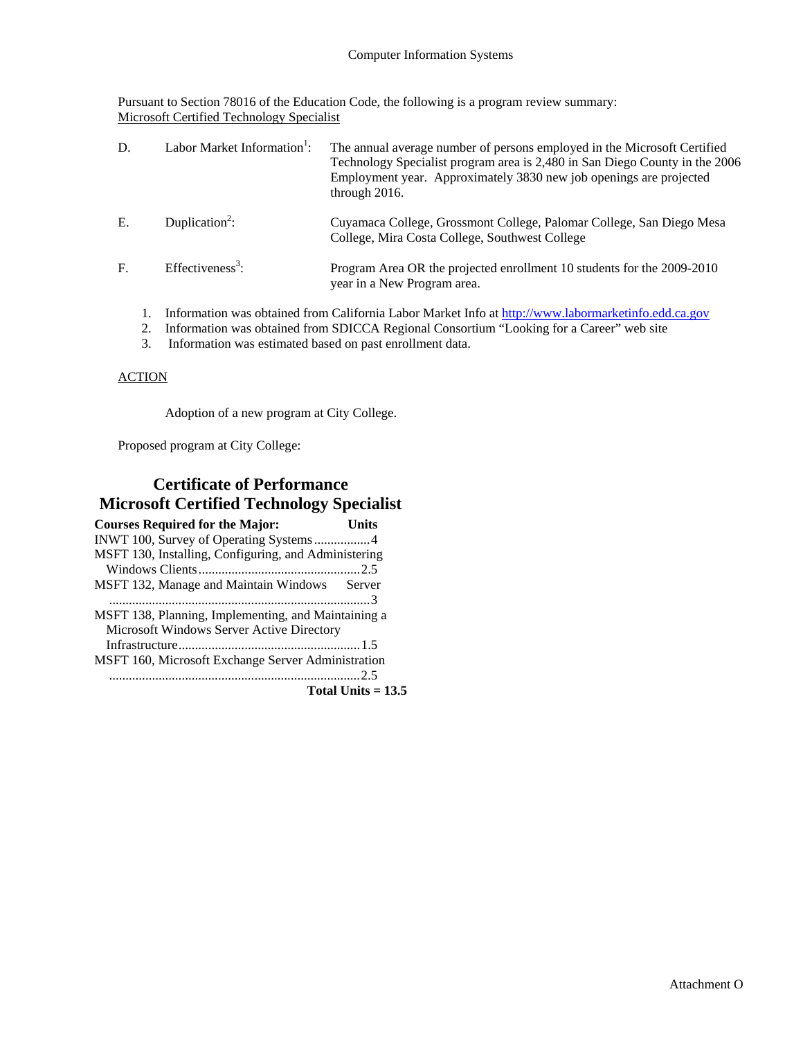Pursuant to Section 78016 of the Education Code, the following is a program review summary:
Microsoft Certified Technology Specialist

| | | |
|---|---|---|
| D. | Labor Market Information[1]: | The annual average number of persons employed in the Microsoft Certified Technology Specialist program area is 2,480 in San Diego County in the 2006 Employment year. Approximately 3830 new job openings are projected through 2016. |
| E. | Duplication[2]: | Cuyamaca College, Grossmont College, Palomar College, San Diego Mesa College, Mira Costa College, Southwest College |
| F. | Effectiveness[3]: | Program Area OR the projected enrollment 10 students for the 2009-2010 year in a New Program area. |

1. Information was obtained from California Labor Market Info at http://www.labormarketinfo.edd.ca.gov
2. Information was obtained from SDICCA Regional Consortium "Looking for a Career" web site
3. Information was estimated based on past enrollment data.

ACTION

Adoption of a new program at City College.

Proposed program at City College:

## Certificate of Performance
## Microsoft Certified Technology Specialist

| Courses Required for the Major: | Units |
|---|---|
| INWT 100, Survey of Operating Systems | 4 |
| MSFT 130, Installing, Configuring, and Administering Windows Clients | 2.5 |
| MSFT 132, Manage and Maintain Windows Server | 3 |
| MSFT 138, Planning, Implementing, and Maintaining a Microsoft Windows Server Active Directory Infrastructure | 1.5 |
| MSFT 160, Microsoft Exchange Server Administration | 2.5 |
| **Total Units = 13.5** | |

Attachment O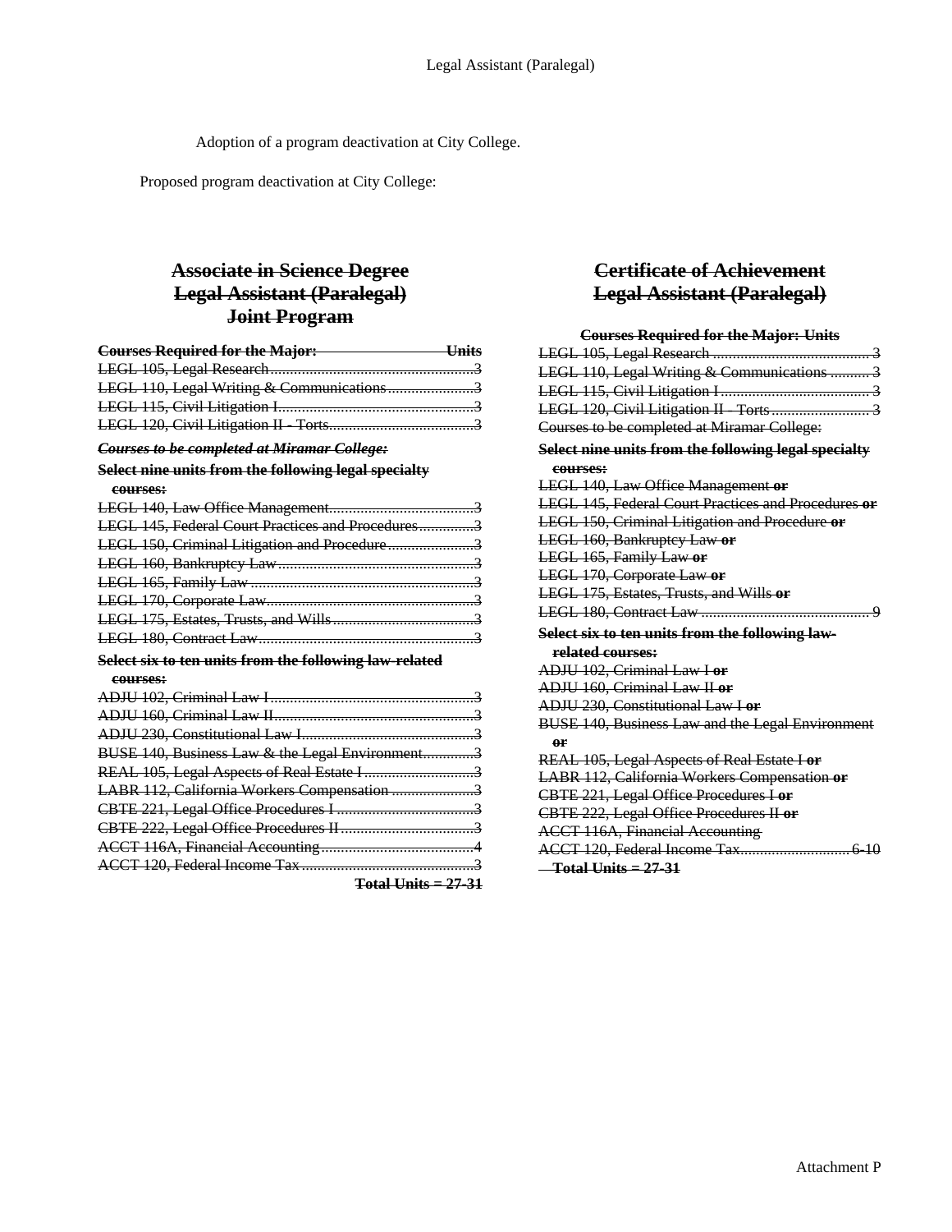Adoption of a program deactivation at City College.

Proposed program deactivation at City College:

## ~~Associate in Science Degree~~
## ~~Legal Assistant (Paralegal)~~
## ~~Joint Program~~

| ~~**Courses Required for the Major:**~~ | ~~**Units**~~ |
|---|---|
| ~~LEGL 105, Legal Research~~ | ~~3~~ |
| ~~LEGL 110, Legal Writing & Communications~~ | ~~3~~ |
| ~~LEGL 115, Civil Litigation I~~ | ~~3~~ |
| ~~LEGL 120, Civil Litigation II - Torts~~ | ~~3~~ |

~~***Courses to be completed at Miramar College:***~~

~~**Select nine units from the following legal specialty courses:**~~

| | |
|---|---|
| ~~LEGL 140, Law Office Management~~ | ~~3~~ |
| ~~LEGL 145, Federal Court Practices and Procedures~~ | ~~3~~ |
| ~~LEGL 150, Criminal Litigation and Procedure~~ | ~~3~~ |
| ~~LEGL 160, Bankruptcy Law~~ | ~~3~~ |
| ~~LEGL 165, Family Law~~ | ~~3~~ |
| ~~LEGL 170, Corporate Law~~ | ~~3~~ |
| ~~LEGL 175, Estates, Trusts, and Wills~~ | ~~3~~ |
| ~~LEGL 180, Contract Law~~ | ~~3~~ |

~~**Select six to ten units from the following law-related courses:**~~

| | |
|---|---|
| ~~ADJU 102, Criminal Law I~~ | ~~3~~ |
| ~~ADJU 160, Criminal Law II~~ | ~~3~~ |
| ~~ADJU 230, Constitutional Law I~~ | ~~3~~ |
| ~~BUSE 140, Business Law & the Legal Environment~~ | ~~3~~ |
| ~~REAL 105, Legal Aspects of Real Estate I~~ | ~~3~~ |
| ~~LABR 112, California Workers Compensation~~ | ~~3~~ |
| ~~CBTE 221, Legal Office Procedures I~~ | ~~3~~ |
| ~~CBTE 222, Legal Office Procedures II~~ | ~~3~~ |
| ~~ACCT 116A, Financial Accounting~~ | ~~4~~ |
| ~~ACCT 120, Federal Income Tax~~ | ~~3~~ |
| | ~~**Total Units = 27-31**~~ |

## ~~Certificate of Achievement~~
## ~~Legal Assistant (Paralegal)~~

~~**Courses Required for the Major: Units**~~

| | |
|---|---|
| ~~LEGL 105, Legal Research~~ | ~~3~~ |
| ~~LEGL 110, Legal Writing & Communications~~ | ~~3~~ |
| ~~LEGL 115, Civil Litigation I~~ | ~~3~~ |
| ~~LEGL 120, Civil Litigation II - Torts~~ | ~~3~~ |

~~Courses to be completed at Miramar College:~~

~~**Select nine units from the following legal specialty courses:**~~

~~LEGL 140, Law Office Management **or**~~
~~LEGL 145, Federal Court Practices and Procedures **or**~~
~~LEGL 150, Criminal Litigation and Procedure **or**~~
~~LEGL 160, Bankruptcy Law **or**~~
~~LEGL 165, Family Law **or**~~
~~LEGL 170, Corporate Law **or**~~
~~LEGL 175, Estates, Trusts, and Wills **or**~~
~~LEGL 180, Contract Law ........ 9~~

~~**Select six to ten units from the following law-related courses:**~~

~~ADJU 102, Criminal Law I **or**~~
~~ADJU 160, Criminal Law II **or**~~
~~ADJU 230, Constitutional Law I **or**~~
~~BUSE 140, Business Law and the Legal Environment **or**~~
~~REAL 105, Legal Aspects of Real Estate I **or**~~
~~LABR 112, California Workers Compensation **or**~~
~~CBTE 221, Legal Office Procedures I **or**~~
~~CBTE 222, Legal Office Procedures II **or**~~
~~ACCT 116A, Financial Accounting~~
~~ACCT 120, Federal Income Tax........ 6-10~~

~~**Total Units = 27-31**~~

Attachment P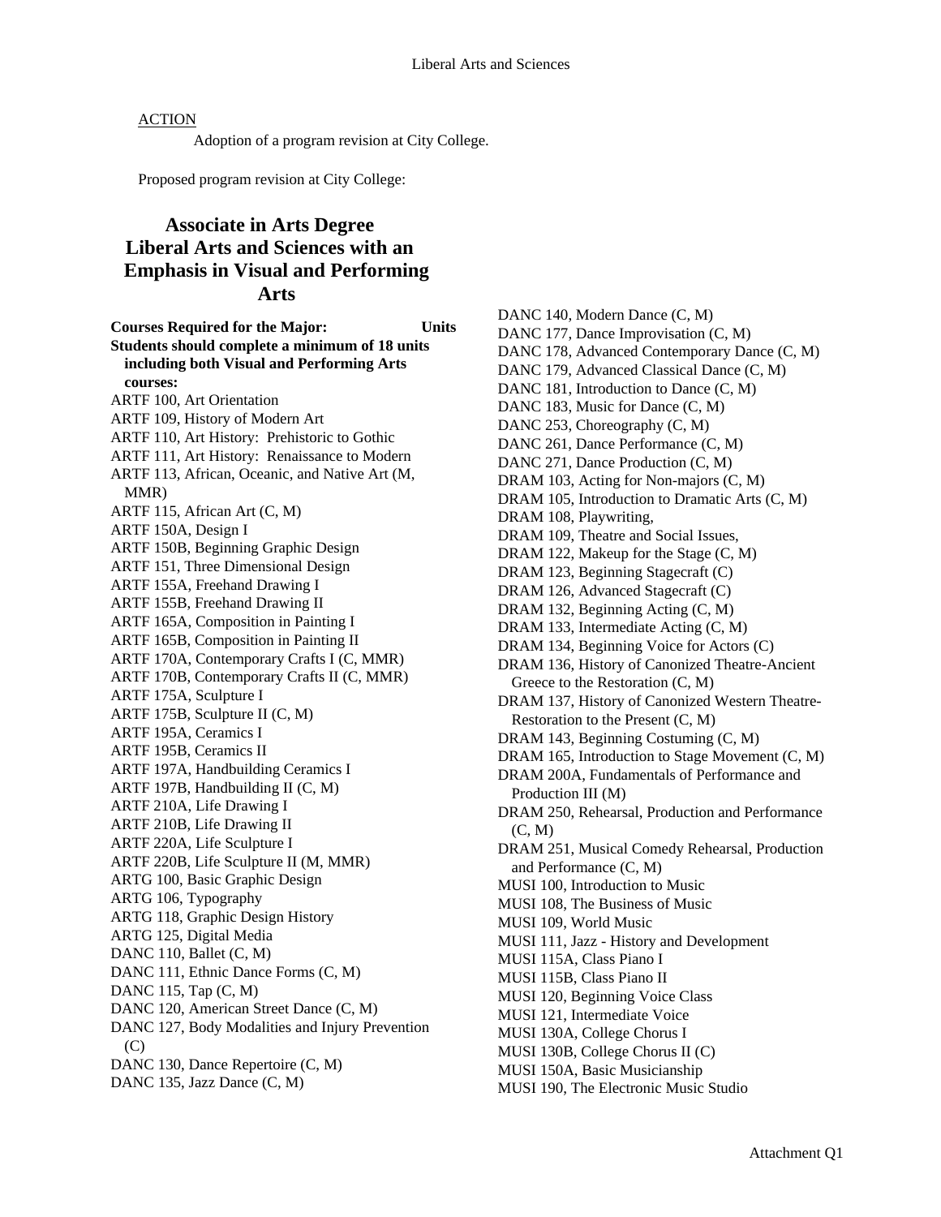ACTION

Adoption of a program revision at City College.

Proposed program revision at City College:

# Associate in Arts Degree Liberal Arts and Sciences with an Emphasis in Visual and Performing Arts

**Courses Required for the Major: Units**

**Students should complete a minimum of 18 units including both Visual and Performing Arts courses:**

ARTF 100, Art Orientation
ARTF 109, History of Modern Art
ARTF 110, Art History: Prehistoric to Gothic
ARTF 111, Art History: Renaissance to Modern
ARTF 113, African, Oceanic, and Native Art (M, MMR)
ARTF 115, African Art (C, M)
ARTF 150A, Design I
ARTF 150B, Beginning Graphic Design
ARTF 151, Three Dimensional Design
ARTF 155A, Freehand Drawing I
ARTF 155B, Freehand Drawing II
ARTF 165A, Composition in Painting I
ARTF 165B, Composition in Painting II
ARTF 170A, Contemporary Crafts I (C, MMR)
ARTF 170B, Contemporary Crafts II (C, MMR)
ARTF 175A, Sculpture I
ARTF 175B, Sculpture II (C, M)
ARTF 195A, Ceramics I
ARTF 195B, Ceramics II
ARTF 197A, Handbuilding Ceramics I
ARTF 197B, Handbuilding II (C, M)
ARTF 210A, Life Drawing I
ARTF 210B, Life Drawing II
ARTF 220A, Life Sculpture I
ARTF 220B, Life Sculpture II (M, MMR)
ARTG 100, Basic Graphic Design
ARTG 106, Typography
ARTG 118, Graphic Design History
ARTG 125, Digital Media
DANC 110, Ballet (C, M)
DANC 111, Ethnic Dance Forms (C, M)
DANC 115, Tap (C, M)
DANC 120, American Street Dance (C, M)
DANC 127, Body Modalities and Injury Prevention (C)
DANC 130, Dance Repertoire (C, M)
DANC 135, Jazz Dance (C, M)
DANC 140, Modern Dance (C, M)
DANC 177, Dance Improvisation (C, M)
DANC 178, Advanced Contemporary Dance (C, M)
DANC 179, Advanced Classical Dance (C, M)
DANC 181, Introduction to Dance (C, M)
DANC 183, Music for Dance (C, M)
DANC 253, Choreography (C, M)
DANC 261, Dance Performance (C, M)
DANC 271, Dance Production (C, M)
DRAM 103, Acting for Non-majors (C, M)
DRAM 105, Introduction to Dramatic Arts (C, M)
DRAM 108, Playwriting,
DRAM 109, Theatre and Social Issues,
DRAM 122, Makeup for the Stage (C, M)
DRAM 123, Beginning Stagecraft (C)
DRAM 126, Advanced Stagecraft (C)
DRAM 132, Beginning Acting (C, M)
DRAM 133, Intermediate Acting (C, M)
DRAM 134, Beginning Voice for Actors (C)
DRAM 136, History of Canonized Theatre-Ancient Greece to the Restoration (C, M)
DRAM 137, History of Canonized Western Theatre-Restoration to the Present (C, M)
DRAM 143, Beginning Costuming (C, M)
DRAM 165, Introduction to Stage Movement (C, M)
DRAM 200A, Fundamentals of Performance and Production III (M)
DRAM 250, Rehearsal, Production and Performance (C, M)
DRAM 251, Musical Comedy Rehearsal, Production and Performance (C, M)
MUSI 100, Introduction to Music
MUSI 108, The Business of Music
MUSI 109, World Music
MUSI 111, Jazz - History and Development
MUSI 115A, Class Piano I
MUSI 115B, Class Piano II
MUSI 120, Beginning Voice Class
MUSI 121, Intermediate Voice
MUSI 130A, College Chorus I
MUSI 130B, College Chorus II (C)
MUSI 150A, Basic Musicianship
MUSI 190, The Electronic Music Studio

Attachment Q1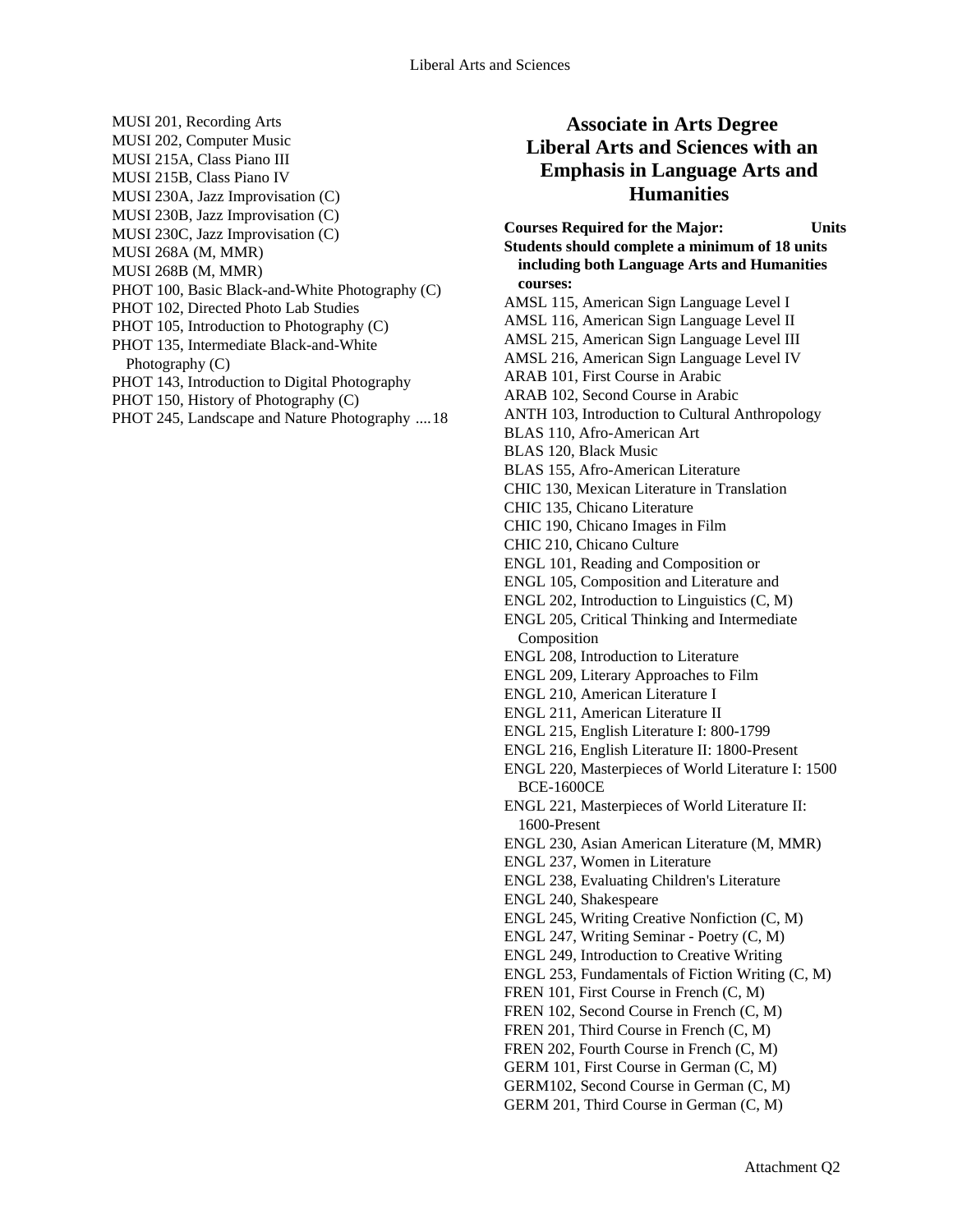MUSI 201, Recording Arts
MUSI 202, Computer Music
MUSI 215A, Class Piano III
MUSI 215B, Class Piano IV
MUSI 230A, Jazz Improvisation (C)
MUSI 230B, Jazz Improvisation (C)
MUSI 230C, Jazz Improvisation (C)
MUSI 268A (M, MMR)
MUSI 268B (M, MMR)
PHOT 100, Basic Black-and-White Photography (C)
PHOT 102, Directed Photo Lab Studies
PHOT 105, Introduction to Photography (C)
PHOT 135, Intermediate Black-and-White Photography (C)
PHOT 143, Introduction to Digital Photography
PHOT 150, History of Photography (C)
PHOT 245, Landscape and Nature Photography .... 18

## Associate in Arts Degree Liberal Arts and Sciences with an Emphasis in Language Arts and Humanities

**Courses Required for the Major: Units**

**Students should complete a minimum of 18 units including both Language Arts and Humanities courses:**

AMSL 115, American Sign Language Level I
AMSL 116, American Sign Language Level II
AMSL 215, American Sign Language Level III
AMSL 216, American Sign Language Level IV
ARAB 101, First Course in Arabic
ARAB 102, Second Course in Arabic
ANTH 103, Introduction to Cultural Anthropology
BLAS 110, Afro-American Art
BLAS 120, Black Music
BLAS 155, Afro-American Literature
CHIC 130, Mexican Literature in Translation
CHIC 135, Chicano Literature
CHIC 190, Chicano Images in Film
CHIC 210, Chicano Culture
ENGL 101, Reading and Composition or
ENGL 105, Composition and Literature and
ENGL 202, Introduction to Linguistics (C, M)
ENGL 205, Critical Thinking and Intermediate Composition
ENGL 208, Introduction to Literature
ENGL 209, Literary Approaches to Film
ENGL 210, American Literature I
ENGL 211, American Literature II
ENGL 215, English Literature I: 800-1799
ENGL 216, English Literature II: 1800-Present
ENGL 220, Masterpieces of World Literature I: 1500 BCE-1600CE
ENGL 221, Masterpieces of World Literature II: 1600-Present
ENGL 230, Asian American Literature (M, MMR)
ENGL 237, Women in Literature
ENGL 238, Evaluating Children's Literature
ENGL 240, Shakespeare
ENGL 245, Writing Creative Nonfiction (C, M)
ENGL 247, Writing Seminar - Poetry (C, M)
ENGL 249, Introduction to Creative Writing
ENGL 253, Fundamentals of Fiction Writing (C, M)
FREN 101, First Course in French (C, M)
FREN 102, Second Course in French (C, M)
FREN 201, Third Course in French (C, M)
FREN 202, Fourth Course in French (C, M)
GERM 101, First Course in German (C, M)
GERM102, Second Course in German (C, M)
GERM 201, Third Course in German (C, M)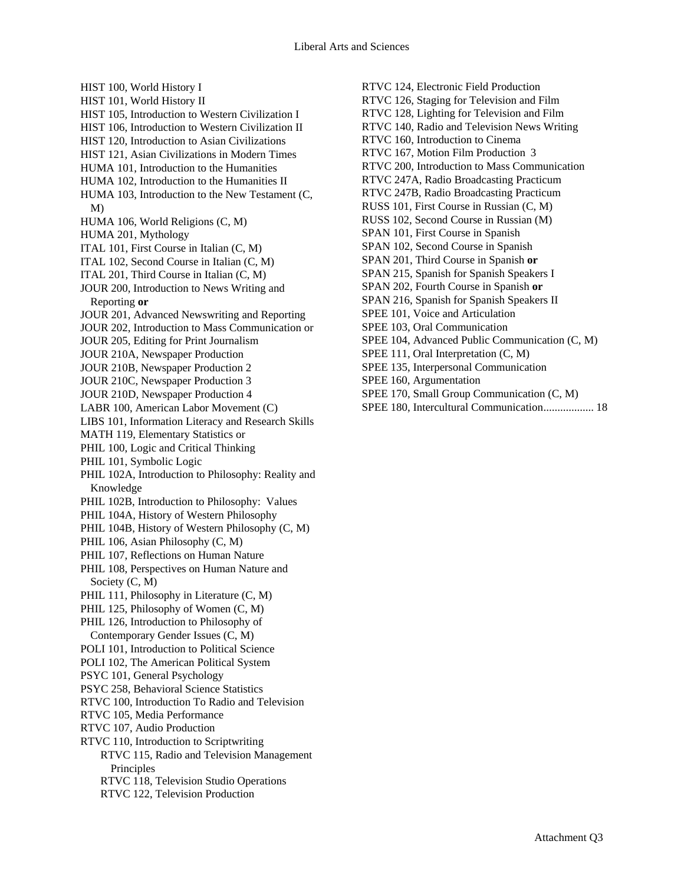HIST 100, World History I
HIST 101, World History II
HIST 105, Introduction to Western Civilization I
HIST 106, Introduction to Western Civilization II
HIST 120, Introduction to Asian Civilizations
HIST 121, Asian Civilizations in Modern Times
HUMA 101, Introduction to the Humanities
HUMA 102, Introduction to the Humanities II
HUMA 103, Introduction to the New Testament (C, M)
HUMA 106, World Religions (C, M)
HUMA 201, Mythology
ITAL 101, First Course in Italian (C, M)
ITAL 102, Second Course in Italian (C, M)
ITAL 201, Third Course in Italian (C, M)
JOUR 200, Introduction to News Writing and Reporting **or**
JOUR 201, Advanced Newswriting and Reporting
JOUR 202, Introduction to Mass Communication or
JOUR 205, Editing for Print Journalism
JOUR 210A, Newspaper Production
JOUR 210B, Newspaper Production 2
JOUR 210C, Newspaper Production 3
JOUR 210D, Newspaper Production 4
LABR 100, American Labor Movement (C)
LIBS 101, Information Literacy and Research Skills
MATH 119, Elementary Statistics or
PHIL 100, Logic and Critical Thinking
PHIL 101, Symbolic Logic
PHIL 102A, Introduction to Philosophy: Reality and Knowledge
PHIL 102B, Introduction to Philosophy: Values
PHIL 104A, History of Western Philosophy
PHIL 104B, History of Western Philosophy (C, M)
PHIL 106, Asian Philosophy (C, M)
PHIL 107, Reflections on Human Nature
PHIL 108, Perspectives on Human Nature and Society (C, M)
PHIL 111, Philosophy in Literature (C, M)
PHIL 125, Philosophy of Women (C, M)
PHIL 126, Introduction to Philosophy of Contemporary Gender Issues (C, M)
POLI 101, Introduction to Political Science
POLI 102, The American Political System
PSYC 101, General Psychology
PSYC 258, Behavioral Science Statistics
RTVC 100, Introduction To Radio and Television
RTVC 105, Media Performance
RTVC 107, Audio Production
RTVC 110, Introduction to Scriptwriting
RTVC 115, Radio and Television Management Principles
RTVC 118, Television Studio Operations
RTVC 122, Television Production
RTVC 124, Electronic Field Production
RTVC 126, Staging for Television and Film
RTVC 128, Lighting for Television and Film
RTVC 140, Radio and Television News Writing
RTVC 160, Introduction to Cinema
RTVC 167, Motion Film Production 3
RTVC 200, Introduction to Mass Communication
RTVC 247A, Radio Broadcasting Practicum
RTVC 247B, Radio Broadcasting Practicum
RUSS 101, First Course in Russian (C, M)
RUSS 102, Second Course in Russian (M)
SPAN 101, First Course in Spanish
SPAN 102, Second Course in Spanish
SPAN 201, Third Course in Spanish **or**
SPAN 215, Spanish for Spanish Speakers I
SPAN 202, Fourth Course in Spanish **or**
SPAN 216, Spanish for Spanish Speakers II
SPEE 101, Voice and Articulation
SPEE 103, Oral Communication
SPEE 104, Advanced Public Communication (C, M)
SPEE 111, Oral Interpretation (C, M)
SPEE 135, Interpersonal Communication
SPEE 160, Argumentation
SPEE 170, Small Group Communication (C, M)
SPEE 180, Intercultural Communication.................. 18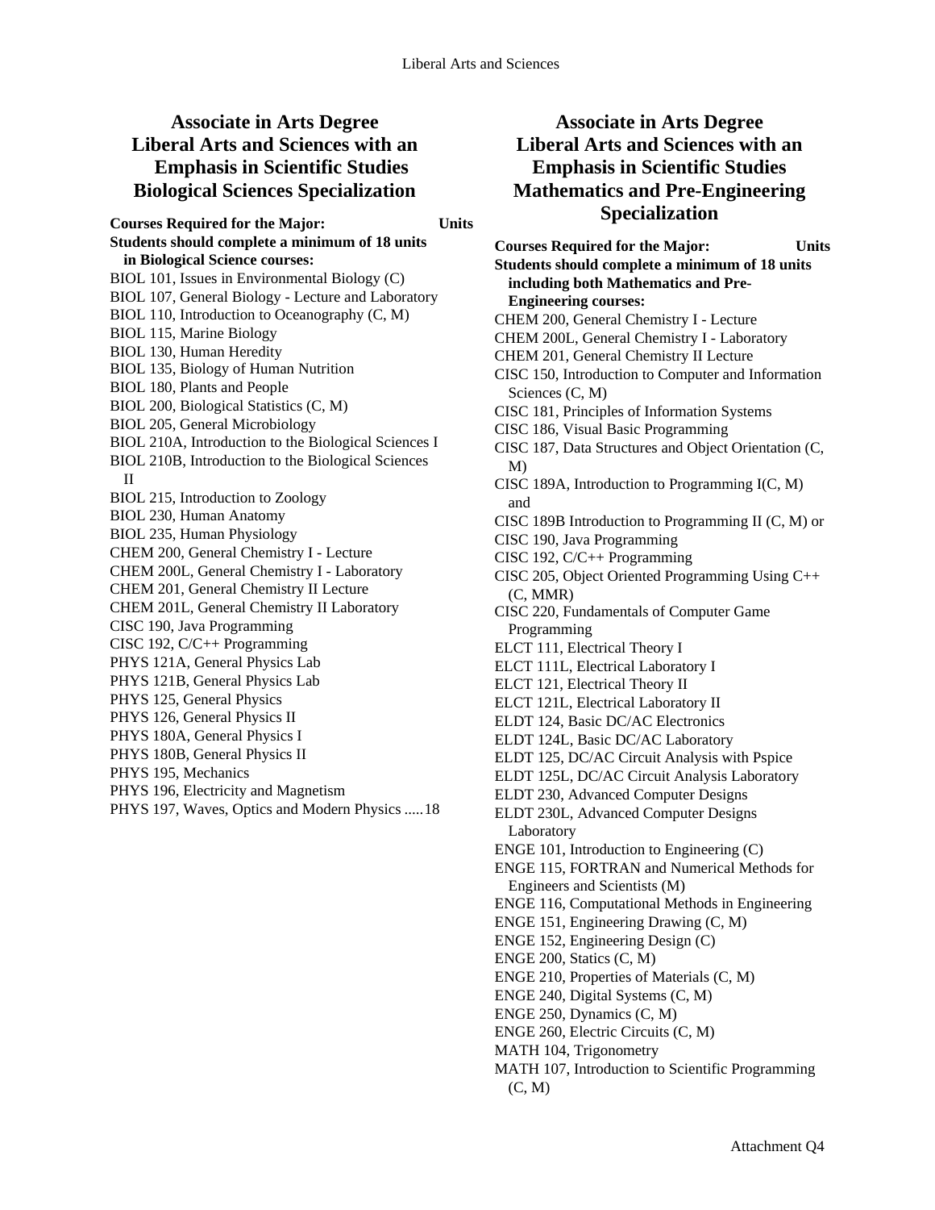## Associate in Arts Degree Liberal Arts and Sciences with an Emphasis in Scientific Studies Biological Sciences Specialization

**Courses Required for the Major: Units**

**Students should complete a minimum of 18 units in Biological Science courses:**

BIOL 101, Issues in Environmental Biology (C)
BIOL 107, General Biology - Lecture and Laboratory
BIOL 110, Introduction to Oceanography (C, M)
BIOL 115, Marine Biology
BIOL 130, Human Heredity
BIOL 135, Biology of Human Nutrition
BIOL 180, Plants and People
BIOL 200, Biological Statistics (C, M)
BIOL 205, General Microbiology
BIOL 210A, Introduction to the Biological Sciences I
BIOL 210B, Introduction to the Biological Sciences II
BIOL 215, Introduction to Zoology
BIOL 230, Human Anatomy
BIOL 235, Human Physiology
CHEM 200, General Chemistry I - Lecture
CHEM 200L, General Chemistry I - Laboratory
CHEM 201, General Chemistry II Lecture
CHEM 201L, General Chemistry II Laboratory
CISC 190, Java Programming
CISC 192, C/C++ Programming
PHYS 121A, General Physics Lab
PHYS 121B, General Physics Lab
PHYS 125, General Physics
PHYS 126, General Physics II
PHYS 180A, General Physics I
PHYS 180B, General Physics II
PHYS 195, Mechanics
PHYS 196, Electricity and Magnetism
PHYS 197, Waves, Optics and Modern Physics .....18

## Associate in Arts Degree Liberal Arts and Sciences with an Emphasis in Scientific Studies Mathematics and Pre-Engineering Specialization

**Courses Required for the Major: Units**

**Students should complete a minimum of 18 units including both Mathematics and Pre-Engineering courses:**

CHEM 200, General Chemistry I - Lecture
CHEM 200L, General Chemistry I - Laboratory
CHEM 201, General Chemistry II Lecture
CISC 150, Introduction to Computer and Information Sciences (C, M)
CISC 181, Principles of Information Systems
CISC 186, Visual Basic Programming
CISC 187, Data Structures and Object Orientation (C, M)
CISC 189A, Introduction to Programming I(C, M) and
CISC 189B Introduction to Programming II (C, M) or
CISC 190, Java Programming
CISC 192, C/C++ Programming
CISC 205, Object Oriented Programming Using C++ (C, MMR)
CISC 220, Fundamentals of Computer Game Programming
ELCT 111, Electrical Theory I
ELCT 111L, Electrical Laboratory I
ELCT 121, Electrical Theory II
ELCT 121L, Electrical Laboratory II
ELDT 124, Basic DC/AC Electronics
ELDT 124L, Basic DC/AC Laboratory
ELDT 125, DC/AC Circuit Analysis with Pspice
ELDT 125L, DC/AC Circuit Analysis Laboratory
ELDT 230, Advanced Computer Designs
ELDT 230L, Advanced Computer Designs Laboratory
ENGE 101, Introduction to Engineering (C)
ENGE 115, FORTRAN and Numerical Methods for Engineers and Scientists (M)
ENGE 116, Computational Methods in Engineering
ENGE 151, Engineering Drawing (C, M)
ENGE 152, Engineering Design (C)
ENGE 200, Statics (C, M)
ENGE 210, Properties of Materials (C, M)
ENGE 240, Digital Systems (C, M)
ENGE 250, Dynamics (C, M)
ENGE 260, Electric Circuits (C, M)
MATH 104, Trigonometry
MATH 107, Introduction to Scientific Programming (C, M)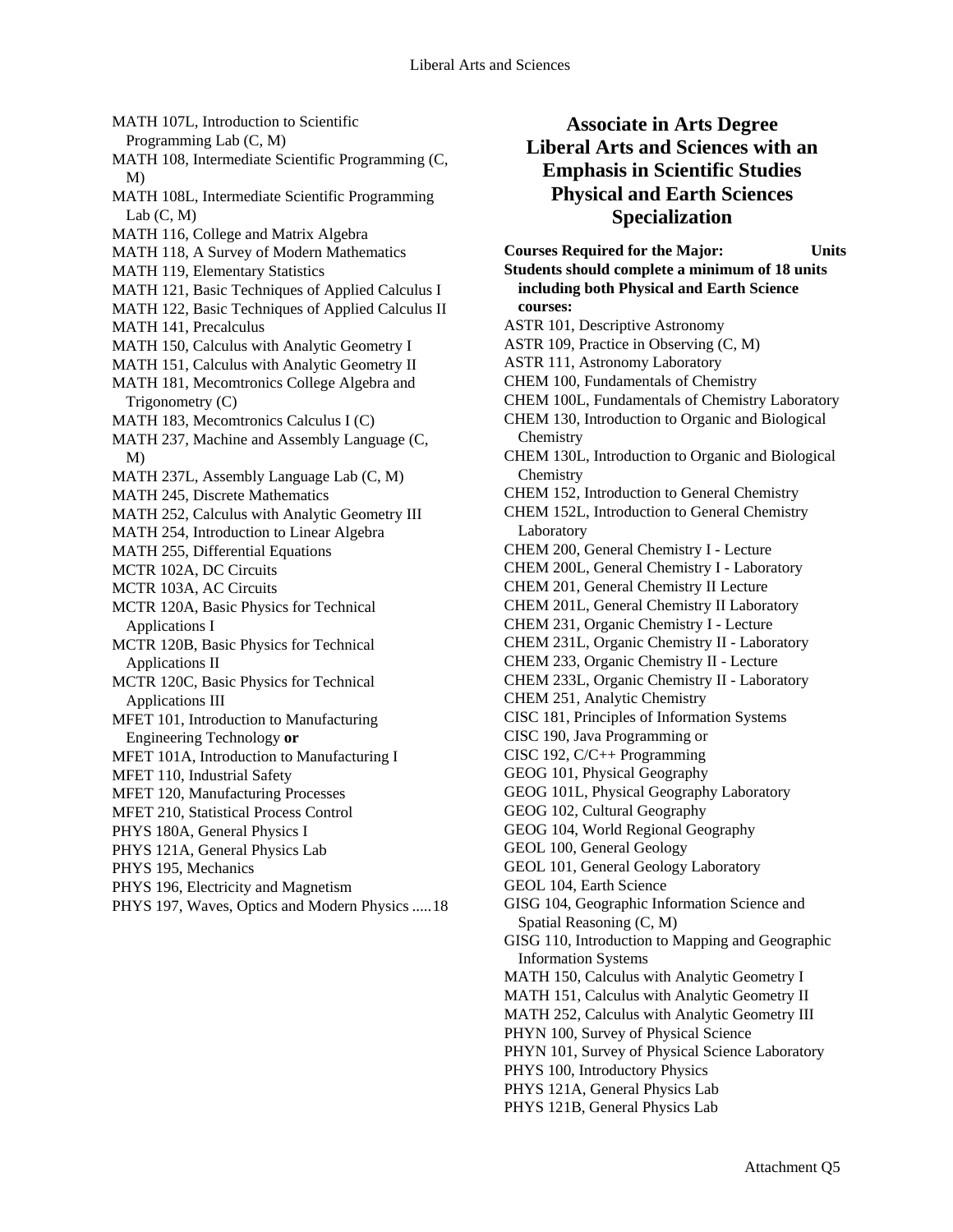MATH 107L, Introduction to Scientific Programming Lab (C, M)
MATH 108, Intermediate Scientific Programming (C, M)
MATH 108L, Intermediate Scientific Programming Lab (C, M)
MATH 116, College and Matrix Algebra
MATH 118, A Survey of Modern Mathematics
MATH 119, Elementary Statistics
MATH 121, Basic Techniques of Applied Calculus I
MATH 122, Basic Techniques of Applied Calculus II
MATH 141, Precalculus
MATH 150, Calculus with Analytic Geometry I
MATH 151, Calculus with Analytic Geometry II
MATH 181, Mecomtronics College Algebra and Trigonometry (C)
MATH 183, Mecomtronics Calculus I (C)
MATH 237, Machine and Assembly Language (C, M)
MATH 237L, Assembly Language Lab (C, M)
MATH 245, Discrete Mathematics
MATH 252, Calculus with Analytic Geometry III
MATH 254, Introduction to Linear Algebra
MATH 255, Differential Equations
MCTR 102A, DC Circuits
MCTR 103A, AC Circuits
MCTR 120A, Basic Physics for Technical Applications I
MCTR 120B, Basic Physics for Technical Applications II
MCTR 120C, Basic Physics for Technical Applications III
MFET 101, Introduction to Manufacturing Engineering Technology **or**
MFET 101A, Introduction to Manufacturing I
MFET 110, Industrial Safety
MFET 120, Manufacturing Processes
MFET 210, Statistical Process Control
PHYS 180A, General Physics I
PHYS 121A, General Physics Lab
PHYS 195, Mechanics
PHYS 196, Electricity and Magnetism
PHYS 197, Waves, Optics and Modern Physics .....18

## Associate in Arts Degree Liberal Arts and Sciences with an Emphasis in Scientific Studies Physical and Earth Sciences Specialization

**Courses Required for the Major: Units**

**Students should complete a minimum of 18 units including both Physical and Earth Science courses:**

ASTR 101, Descriptive Astronomy
ASTR 109, Practice in Observing (C, M)
ASTR 111, Astronomy Laboratory
CHEM 100, Fundamentals of Chemistry
CHEM 100L, Fundamentals of Chemistry Laboratory
CHEM 130, Introduction to Organic and Biological Chemistry
CHEM 130L, Introduction to Organic and Biological Chemistry
CHEM 152, Introduction to General Chemistry
CHEM 152L, Introduction to General Chemistry Laboratory
CHEM 200, General Chemistry I - Lecture
CHEM 200L, General Chemistry I - Laboratory
CHEM 201, General Chemistry II Lecture
CHEM 201L, General Chemistry II Laboratory
CHEM 231, Organic Chemistry I - Lecture
CHEM 231L, Organic Chemistry II - Laboratory
CHEM 233, Organic Chemistry II - Lecture
CHEM 233L, Organic Chemistry II - Laboratory
CHEM 251, Analytic Chemistry
CISC 181, Principles of Information Systems
CISC 190, Java Programming or
CISC 192, C/C++ Programming
GEOG 101, Physical Geography
GEOG 101L, Physical Geography Laboratory
GEOG 102, Cultural Geography
GEOG 104, World Regional Geography
GEOL 100, General Geology
GEOL 101, General Geology Laboratory
GEOL 104, Earth Science
GISG 104, Geographic Information Science and Spatial Reasoning (C, M)
GISG 110, Introduction to Mapping and Geographic Information Systems
MATH 150, Calculus with Analytic Geometry I
MATH 151, Calculus with Analytic Geometry II
MATH 252, Calculus with Analytic Geometry III
PHYN 100, Survey of Physical Science
PHYN 101, Survey of Physical Science Laboratory
PHYS 100, Introductory Physics
PHYS 121A, General Physics Lab
PHYS 121B, General Physics Lab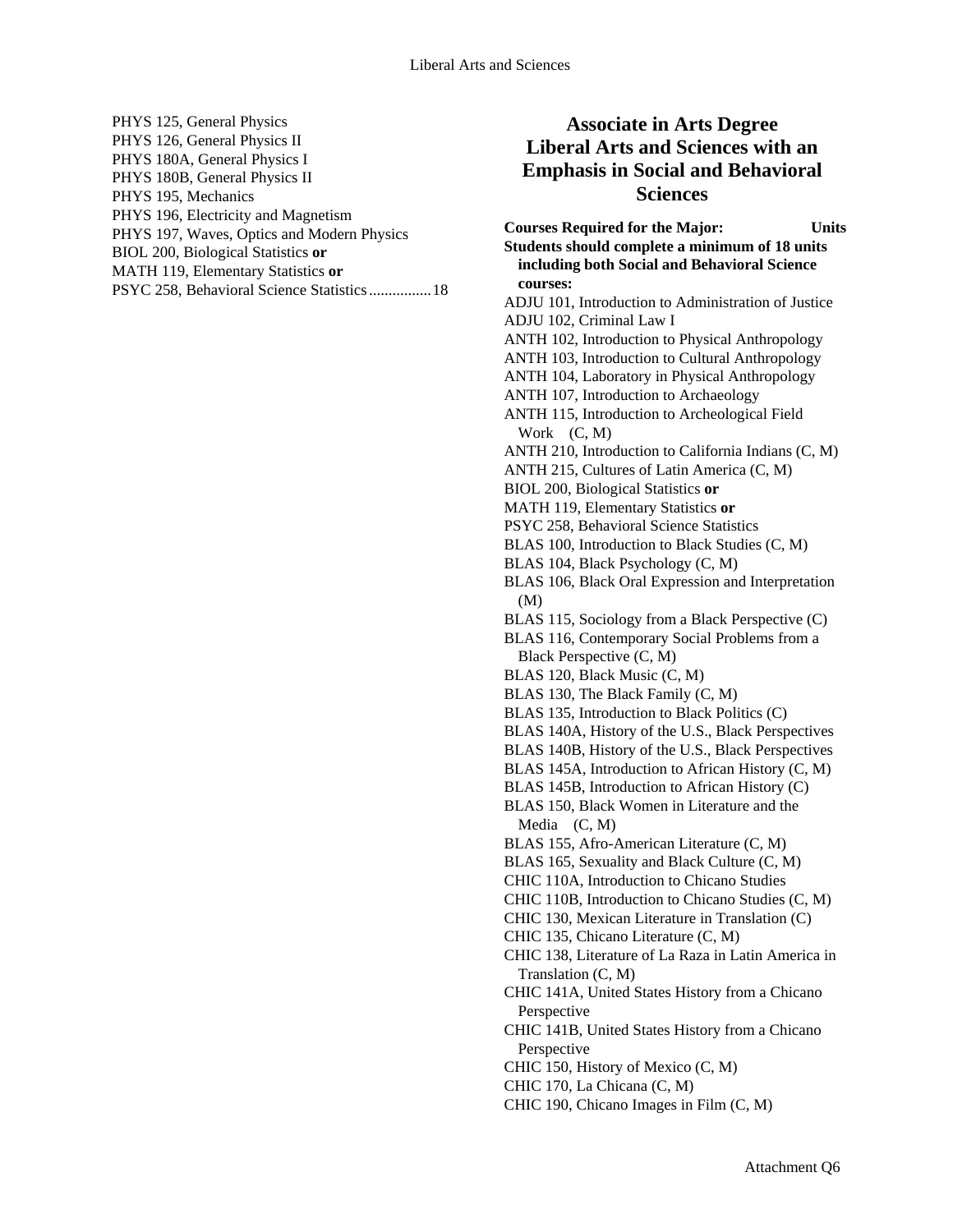PHYS 125, General Physics
PHYS 126, General Physics II
PHYS 180A, General Physics I
PHYS 180B, General Physics II
PHYS 195, Mechanics
PHYS 196, Electricity and Magnetism
PHYS 197, Waves, Optics and Modern Physics
BIOL 200, Biological Statistics **or**
MATH 119, Elementary Statistics **or**
PSYC 258, Behavioral Science Statistics................18

## Associate in Arts Degree Liberal Arts and Sciences with an Emphasis in Social and Behavioral Sciences

**Courses Required for the Major: Units**

**Students should complete a minimum of 18 units including both Social and Behavioral Science courses:**

ADJU 101, Introduction to Administration of Justice
ADJU 102, Criminal Law I
ANTH 102, Introduction to Physical Anthropology
ANTH 103, Introduction to Cultural Anthropology
ANTH 104, Laboratory in Physical Anthropology
ANTH 107, Introduction to Archaeology
ANTH 115, Introduction to Archeological Field Work (C, M)
ANTH 210, Introduction to California Indians (C, M)
ANTH 215, Cultures of Latin America (C, M)
BIOL 200, Biological Statistics **or**
MATH 119, Elementary Statistics **or**
PSYC 258, Behavioral Science Statistics
BLAS 100, Introduction to Black Studies (C, M)
BLAS 104, Black Psychology (C, M)
BLAS 106, Black Oral Expression and Interpretation (M)
BLAS 115, Sociology from a Black Perspective (C)
BLAS 116, Contemporary Social Problems from a Black Perspective (C, M)
BLAS 120, Black Music (C, M)
BLAS 130, The Black Family (C, M)
BLAS 135, Introduction to Black Politics (C)
BLAS 140A, History of the U.S., Black Perspectives
BLAS 140B, History of the U.S., Black Perspectives
BLAS 145A, Introduction to African History (C, M)
BLAS 145B, Introduction to African History (C)
BLAS 150, Black Women in Literature and the Media (C, M)
BLAS 155, Afro-American Literature (C, M)
BLAS 165, Sexuality and Black Culture (C, M)
CHIC 110A, Introduction to Chicano Studies
CHIC 110B, Introduction to Chicano Studies (C, M)
CHIC 130, Mexican Literature in Translation (C)
CHIC 135, Chicano Literature (C, M)
CHIC 138, Literature of La Raza in Latin America in Translation (C, M)
CHIC 141A, United States History from a Chicano Perspective
CHIC 141B, United States History from a Chicano Perspective
CHIC 150, History of Mexico (C, M)
CHIC 170, La Chicana (C, M)
CHIC 190, Chicano Images in Film (C, M)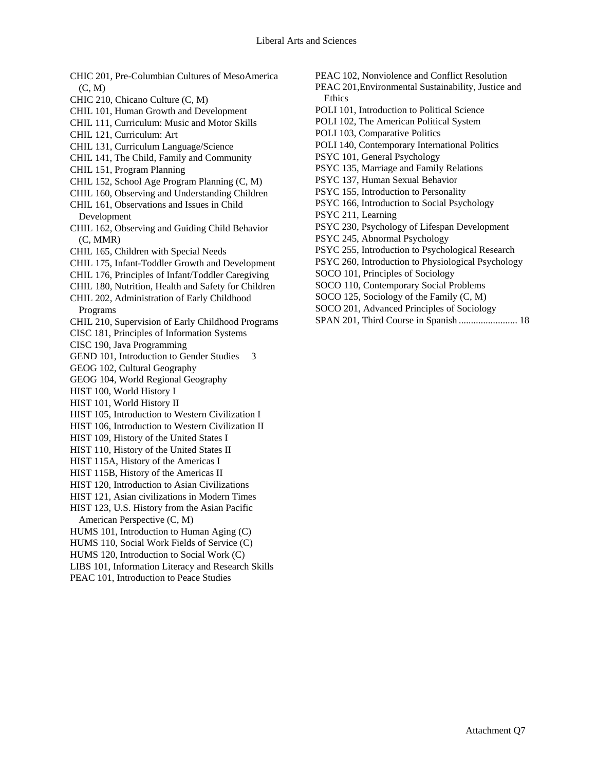CHIC 201, Pre-Columbian Cultures of MesoAmerica (C, M)
CHIC 210, Chicano Culture (C, M)
CHIL 101, Human Growth and Development
CHIL 111, Curriculum: Music and Motor Skills
CHIL 121, Curriculum: Art
CHIL 131, Curriculum Language/Science
CHIL 141, The Child, Family and Community
CHIL 151, Program Planning
CHIL 152, School Age Program Planning (C, M)
CHIL 160, Observing and Understanding Children
CHIL 161, Observations and Issues in Child Development
CHIL 162, Observing and Guiding Child Behavior (C, MMR)
CHIL 165, Children with Special Needs
CHIL 175, Infant-Toddler Growth and Development
CHIL 176, Principles of Infant/Toddler Caregiving
CHIL 180, Nutrition, Health and Safety for Children
CHIL 202, Administration of Early Childhood Programs
CHIL 210, Supervision of Early Childhood Programs
CISC 181, Principles of Information Systems
CISC 190, Java Programming
GEND 101, Introduction to Gender Studies 3
GEOG 102, Cultural Geography
GEOG 104, World Regional Geography
HIST 100, World History I
HIST 101, World History II
HIST 105, Introduction to Western Civilization I
HIST 106, Introduction to Western Civilization II
HIST 109, History of the United States I
HIST 110, History of the United States II
HIST 115A, History of the Americas I
HIST 115B, History of the Americas II
HIST 120, Introduction to Asian Civilizations
HIST 121, Asian civilizations in Modern Times
HIST 123, U.S. History from the Asian Pacific American Perspective (C, M)
HUMS 101, Introduction to Human Aging (C)
HUMS 110, Social Work Fields of Service (C)
HUMS 120, Introduction to Social Work (C)
LIBS 101, Information Literacy and Research Skills
PEAC 101, Introduction to Peace Studies
PEAC 102, Nonviolence and Conflict Resolution
PEAC 201,Environmental Sustainability, Justice and Ethics
POLI 101, Introduction to Political Science
POLI 102, The American Political System
POLI 103, Comparative Politics
POLI 140, Contemporary International Politics
PSYC 101, General Psychology
PSYC 135, Marriage and Family Relations
PSYC 137, Human Sexual Behavior
PSYC 155, Introduction to Personality
PSYC 166, Introduction to Social Psychology
PSYC 211, Learning
PSYC 230, Psychology of Lifespan Development
PSYC 245, Abnormal Psychology
PSYC 255, Introduction to Psychological Research
PSYC 260, Introduction to Physiological Psychology
SOCO 101, Principles of Sociology
SOCO 110, Contemporary Social Problems
SOCO 125, Sociology of the Family (C, M)
SOCO 201, Advanced Principles of Sociology
SPAN 201, Third Course in Spanish ........................ 18

Attachment Q7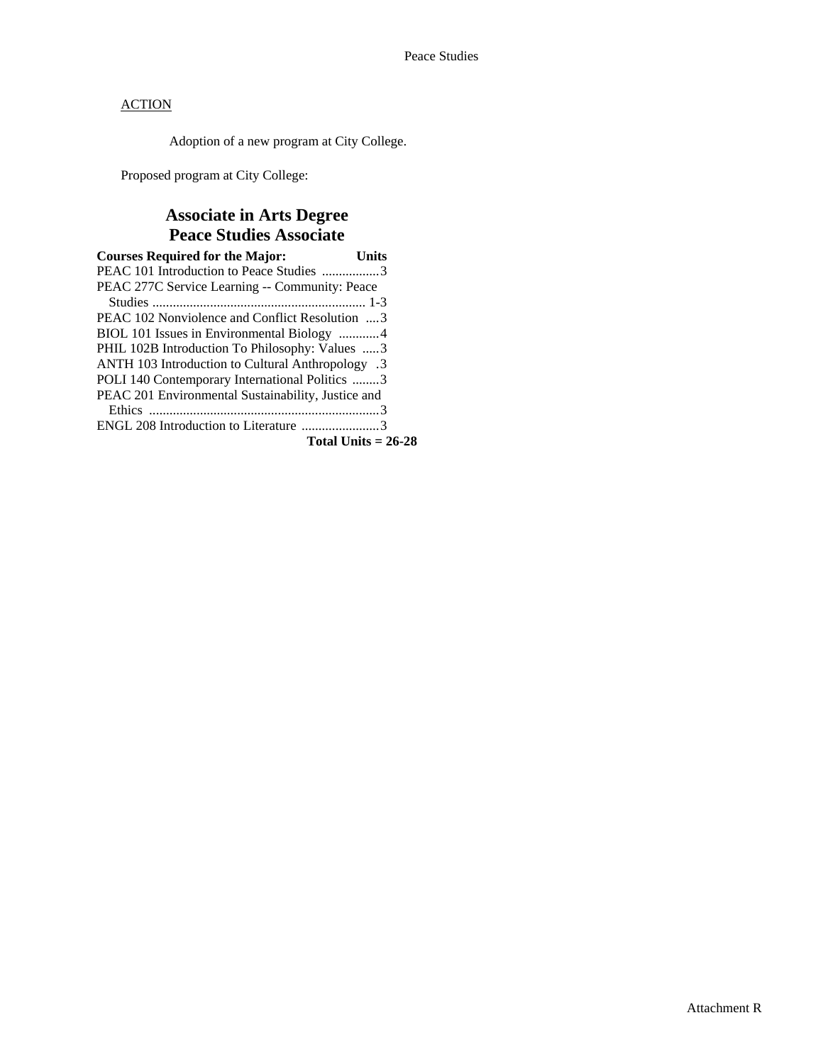ACTION

Adoption of a new program at City College.

Proposed program at City College:

## Associate in Arts Degree
## Peace Studies Associate

| Courses Required for the Major: | Units |
| --- | --- |
| PEAC 101 Introduction to Peace Studies | 3 |
| PEAC 277C Service Learning -- Community: Peace Studies | 1-3 |
| PEAC 102 Nonviolence and Conflict Resolution | 3 |
| BIOL 101 Issues in Environmental Biology | 4 |
| PHIL 102B Introduction To Philosophy: Values | 3 |
| ANTH 103 Introduction to Cultural Anthropology | 3 |
| POLI 140 Contemporary International Politics | 3 |
| PEAC 201 Environmental Sustainability, Justice and Ethics | 3 |
| ENGL 208 Introduction to Literature | 3 |
| **Total Units = 26-28** | |

Attachment R